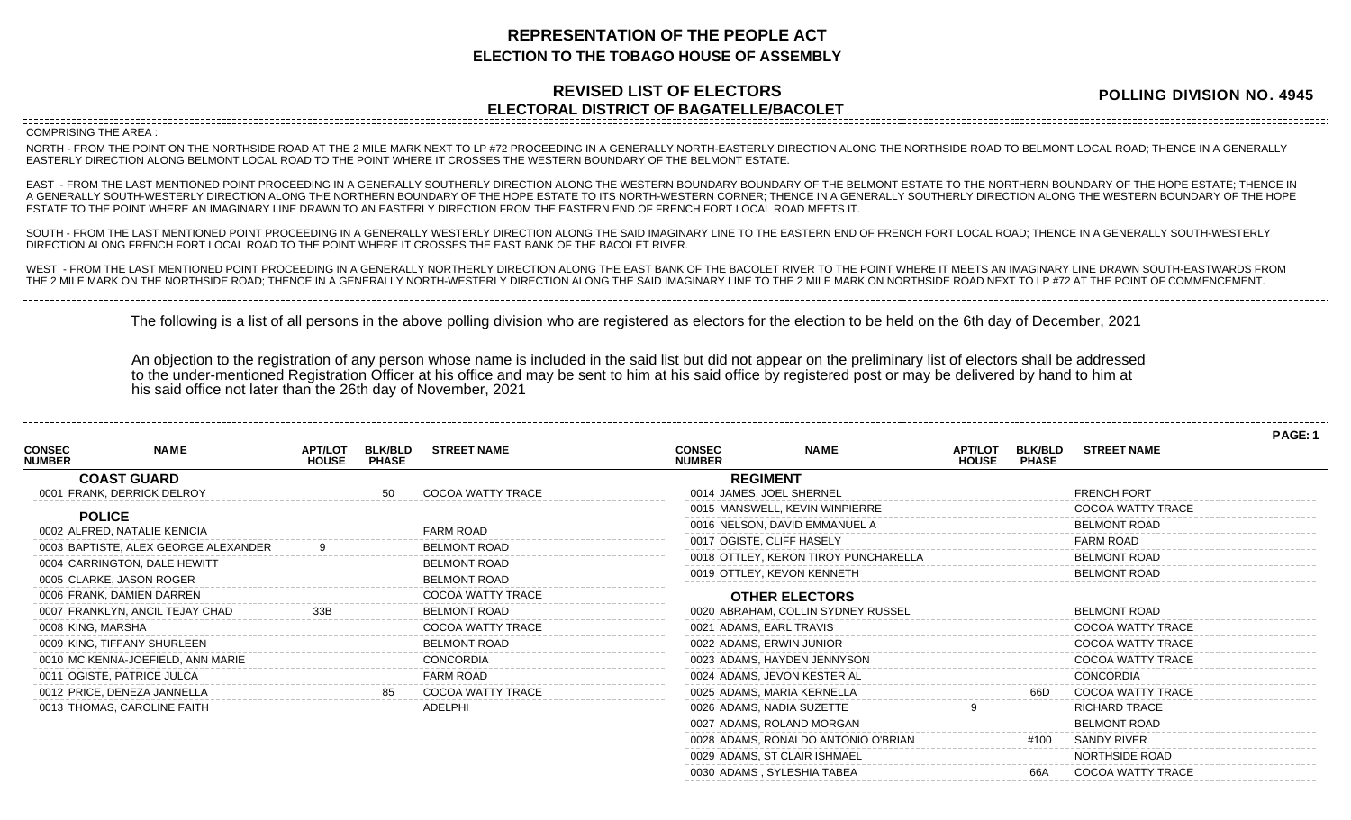# REPRESENTATION OF THE PEOPLE ACT

## ELECTION TO THE TOBAGO HOUSE OF ASSEMBLY

## REVISED LIST OF ELECTORS

## ELECTORAL DISTRICT OF BAGATELLE/BACOLET

**POLLING DIVISION NO. 4945**

COMPRISING THE AREA :

NORTH - FROM THE POINT ON THE NORTHSIDE ROAD AT THE 2 MILE MARK NEXT TO LP #72 PROCEEDING IN A GENERALLY NORTH-EASTERLY DIRECTION ALONG THE NORTHSIDE ROAD TO BELMONT LOCAL ROAD; THENCE IN A GENERALLY EASTERLY DIRECTION ALONG BELMONT LOCAL ROAD TO THE POINT WHERE IT CROSSES THE WESTERN BOUNDARY OF THE BELMONT ESTATE.

EAST - FROM THE LAST MENTIONED POINT PROCEEDING IN A GENERALLY SOUTHERLY DIRECTION ALONG THE WESTERN BOUNDARY BOUNDARY OF THE BELMONT ESTATE TO THE NORTHERN BOUNDARY OF THE HOPE ESTATE; THENCE IN A GENERALLY SOUTH-WESTERLY DIRECTION ALONG THE NORTHERN BOUNDARY OF THE HOPE ESTATE TO ITS NORTH-WESTERN CORNER; THENCE IN A GENERALLY SOUTHERLY DIRECTION ALONG THE WESTERN BOUNDARY OF THE HOPE ESTATE TO THE POINT WHERE AN IMAGINARY LINE DRAWN TO AN EASTERLY DIRECTION FROM THE EASTERN END OF FRENCH FORT LOCAL ROAD MEETS IT.

SOUTH - FROM THE LAST MENTIONED POINT PROCEEDING IN A GENERALLY WESTERLY DIRECTION ALONG THE SAID IMAGINARY LINE TO THE EASTERN END OF FRENCH FORT LOCAL ROAD; THENCE IN A GENERALLY SOUTH-WESTERLY DIRECTION ALONG FRENCH FORT LOCAL ROAD TO THE POINT WHERE IT CROSSES THE EAST BANK OF THE BACOLET RIVER.

WEST - FROM THE LAST MENTIONED POINT PROCEEDING IN A GENERALLY NORTHERLY DIRECTION ALONG THE EAST BANK OF THE BACOLET RIVER TO THE POINT WHERE IT MEETS AN IMAGINARY LINE DRAWN SOUTH-EASTWARDS FROM THE 2 MILE MARK ON THE NORTHSIDE ROAD; THENCE IN A GENERALLY NORTH-WESTERLY DIRECTION ALONG THE SAID IMAGINARY LINE TO THE 2 MILE MARK ON NORTHSIDE ROAD NEXT TO LP #72 AT THE POINT OF COMMENCEMENT.

The following is a list of all persons in the above polling division who are registered as electors for the election to be held on the 6th day of December, 2021

An objection to the registration of any person whose name is included in the said list but did not appear on the preliminary list of electors shall be addressed to the under-mentioned Registration Officer at his office and may be sent to him at his said office by registered post or may be delivered by hand to him at his said office not later than the 26th day of November, 2021

PAGE: 1

| CONSEC NUMBER | NAME | APT/LOT HOUSE | BLK/BLD PHASE | STREET NAME |
|---|---|---|---|---|
| | **COAST GUARD** | | | |
| 0001 | FRANK, DERRICK DELROY | | 50 | COCOA WATTY TRACE |
| | **POLICE** | | | |
| 0002 | ALFRED, NATALIE KENICIA | | | FARM ROAD |
| 0003 | BAPTISTE, ALEX GEORGE ALEXANDER | 9 | | BELMONT ROAD |
| 0004 | CARRINGTON, DALE HEWITT | | | BELMONT ROAD |
| 0005 | CLARKE, JASON ROGER | | | BELMONT ROAD |
| 0006 | FRANK, DAMIEN DARREN | | | COCOA WATTY TRACE |
| 0007 | FRANKLYN, ANCIL TEJAY CHAD | 33B | | BELMONT ROAD |
| 0008 | KING, MARSHA | | | COCOA WATTY TRACE |
| 0009 | KING, TIFFANY SHURLEEN | | | BELMONT ROAD |
| 0010 | MC KENNA-JOEFIELD, ANN MARIE | | | CONCORDIA |
| 0011 | OGISTE, PATRICE JULCA | | | FARM ROAD |
| 0012 | PRICE, DENEZA JANNELLA | | 85 | COCOA WATTY TRACE |
| 0013 | THOMAS, CAROLINE FAITH | | | ADELPHI |
| | **REGIMENT** | | | |
| 0014 | JAMES, JOEL SHERNEL | | | FRENCH FORT |
| 0015 | MANSWELL, KEVIN WINPIERRE | | | COCOA WATTY TRACE |
| 0016 | NELSON, DAVID EMMANUEL A | | | BELMONT ROAD |
| 0017 | OGISTE, CLIFF HASELY | | | FARM ROAD |
| 0018 | OTTLEY, KERON TIROY PUNCHARELLA | | | BELMONT ROAD |
| 0019 | OTTLEY, KEVON KENNETH | | | BELMONT ROAD |
| | **OTHER ELECTORS** | | | |
| 0020 | ABRAHAM, COLLIN SYDNEY RUSSEL | | | BELMONT ROAD |
| 0021 | ADAMS, EARL TRAVIS | | | COCOA WATTY TRACE |
| 0022 | ADAMS, ERWIN JUNIOR | | | COCOA WATTY TRACE |
| 0023 | ADAMS, HAYDEN JENNYSON | | | COCOA WATTY TRACE |
| 0024 | ADAMS, JEVON KESTER AL | | | CONCORDIA |
| 0025 | ADAMS, MARIA KERNELLA | | 66D | COCOA WATTY TRACE |
| 0026 | ADAMS, NADIA SUZETTE | 9 | | RICHARD TRACE |
| 0027 | ADAMS, ROLAND MORGAN | | | BELMONT ROAD |
| 0028 | ADAMS, RONALDO ANTONIO O'BRIAN | | #100 | SANDY RIVER |
| 0029 | ADAMS, ST CLAIR ISHMAEL | | | NORTHSIDE ROAD |
| 0030 | ADAMS , SYLESHIA TABEA | | 66A | COCOA WATTY TRACE |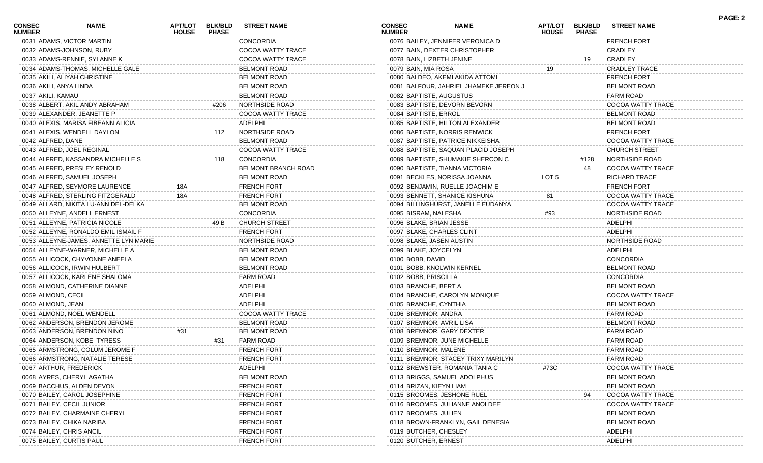| CONSEC NUMBER | NAME | APT/LOT HOUSE | BLK/BLD PHASE | STREET NAME |
|---|---|---|---|---|
| 0031 | ADAMS, VICTOR MARTIN | | | CONCORDIA |
| 0032 | ADAMS-JOHNSON, RUBY | | | COCOA WATTY TRACE |
| 0033 | ADAMS-RENNIE, SYLANNE K | | | COCOA WATTY TRACE |
| 0034 | ADAMS-THOMAS, MICHELLE GALE | | | BELMONT ROAD |
| 0035 | AKILI, ALIYAH CHRISTINE | | | BELMONT ROAD |
| 0036 | AKILI, ANYA LINDA | | | BELMONT ROAD |
| 0037 | AKILI, KAMAU | | | BELMONT ROAD |
| 0038 | ALBERT, AKIL ANDY ABRAHAM | | #206 | NORTHSIDE ROAD |
| 0039 | ALEXANDER, JEANETTE P | | | COCOA WATTY TRACE |
| 0040 | ALEXIS, MARISA FIBEANN ALICIA | | | ADELPHI |
| 0041 | ALEXIS, WENDELL DAYLON | | 112 | NORTHSIDE ROAD |
| 0042 | ALFRED, DANE | | | BELMONT ROAD |
| 0043 | ALFRED, JOEL REGINAL | | | COCOA WATTY TRACE |
| 0044 | ALFRED, KASSANDRA MICHELLE S | | 118 | CONCORDIA |
| 0045 | ALFRED, PRESLEY RENOLD | | | BELMONT BRANCH ROAD |
| 0046 | ALFRED, SAMUEL JOSEPH | | | BELMONT ROAD |
| 0047 | ALFRED, SEYMORE LAURENCE | 18A | | FRENCH FORT |
| 0048 | ALFRED, STERLING FITZGERALD | 18A | | FRENCH FORT |
| 0049 | ALLARD, NIKITA LU-ANN DEL-DELKA | | | BELMONT ROAD |
| 0050 | ALLEYNE, ANDELL ERNEST | | | CONCORDIA |
| 0051 | ALLEYNE, PATRICIA NICOLE | | 49 B | CHURCH STREET |
| 0052 | ALLEYNE, RONALDO EMIL ISMAIL F | | | FRENCH FORT |
| 0053 | ALLEYNE-JAMES, ANNETTE LYN MARIE | | | NORTHSIDE ROAD |
| 0054 | ALLEYNE-WARNER, MICHELLE A | | | BELMONT ROAD |
| 0055 | ALLICOCK, CHYVONNE ANEELA | | | BELMONT ROAD |
| 0056 | ALLICOCK, IRWIN HULBERT | | | BELMONT ROAD |
| 0057 | ALLICOCK, KARLENE SHALOMA | | | FARM ROAD |
| 0058 | ALMOND, CATHERINE DIANNE | | | ADELPHI |
| 0059 | ALMOND, CECIL | | | ADELPHI |
| 0060 | ALMOND, JEAN | | | ADELPHI |
| 0061 | ALMOND, NOEL WENDELL | | | COCOA WATTY TRACE |
| 0062 | ANDERSON, BRENDON JEROME | | | BELMONT ROAD |
| 0063 | ANDERSON, BRENDON NINO | #31 | | BELMONT ROAD |
| 0064 | ANDERSON, KOBE TYRESS | | #31 | FARM ROAD |
| 0065 | ARMSTRONG, COLUM JEROME F | | | FRENCH FORT |
| 0066 | ARMSTRONG, NATALIE TERESE | | | FRENCH FORT |
| 0067 | ARTHUR, FREDERICK | | | ADELPHI |
| 0068 | AYRES, CHERYL AGATHA | | | BELMONT ROAD |
| 0069 | BACCHUS, ALDEN DEVON | | | FRENCH FORT |
| 0070 | BAILEY, CAROL JOSEPHINE | | | FRENCH FORT |
| 0071 | BAILEY, CECIL JUNIOR | | | FRENCH FORT |
| 0072 | BAILEY, CHARMAINE CHERYL | | | FRENCH FORT |
| 0073 | BAILEY, CHIKA NARIBA | | | FRENCH FORT |
| 0074 | BAILEY, CHRIS ANCIL | | | FRENCH FORT |
| 0075 | BAILEY, CURTIS PAUL | | | FRENCH FORT |
| 0076 | BAILEY, JENNIFER VERONICA D | | | FRENCH FORT |
| 0077 | BAIN, DEXTER CHRISTOPHER | | | CRADLEY |
| 0078 | BAIN, LIZBETH JENINE | | 19 | CRADLEY |
| 0079 | BAIN, MIA ROSA | 19 | | CRADLEY TRACE |
| 0080 | BALDEO, AKEMI AKIDA ATTOMI | | | FRENCH FORT |
| 0081 | BALFOUR, JAHRIEL JHAMEKE JEREON J | | | BELMONT ROAD |
| 0082 | BAPTISTE, AUGUSTUS | | | FARM ROAD |
| 0083 | BAPTISTE, DEVORN BEVORN | | | COCOA WATTY TRACE |
| 0084 | BAPTISTE, ERROL | | | BELMONT ROAD |
| 0085 | BAPTISTE, HILTON ALEXANDER | | | BELMONT ROAD |
| 0086 | BAPTISTE, NORRIS RENWICK | | | FRENCH FORT |
| 0087 | BAPTISTE, PATRICE NIKKEISHA | | | COCOA WATTY TRACE |
| 0088 | BAPTISTE, SAQUAN PLACID JOSEPH | | | CHURCH STREET |
| 0089 | BAPTISTE, SHUMAKIE SHERCON C | | #128 | NORTHSIDE ROAD |
| 0090 | BAPTISTE, TIANNA VICTORIA | | 48 | COCOA WATTY TRACE |
| 0091 | BECKLES, NORISSA JOANNA | LOT 5 | | RICHARD TRACE |
| 0092 | BENJAMIN, RUELLE JOACHIM E | | | FRENCH FORT |
| 0093 | BENNETT, SHANICE KISHUNA | 81 | | COCOA WATTY TRACE |
| 0094 | BILLINGHURST, JANELLE EUDANYA | | | COCOA WATTY TRACE |
| 0095 | BISRAM, NALESHA | #93 | | NORTHSIDE ROAD |
| 0096 | BLAKE, BRIAN JESSE | | | ADELPHI |
| 0097 | BLAKE, CHARLES CLINT | | | ADELPHI |
| 0098 | BLAKE, JASEN AUSTIN | | | NORTHSIDE ROAD |
| 0099 | BLAKE, JOYCELYN | | | ADELPHI |
| 0100 | BOBB, DAVID | | | CONCORDIA |
| 0101 | BOBB, KNOLWIN KERNEL | | | BELMONT ROAD |
| 0102 | BOBB, PRISCILLA | | | CONCORDIA |
| 0103 | BRANCHE, BERT A | | | BELMONT ROAD |
| 0104 | BRANCHE, CAROLYN MONIQUE | | | COCOA WATTY TRACE |
| 0105 | BRANCHE, CYNTHIA | | | BELMONT ROAD |
| 0106 | BREMNOR, ANDRA | | | FARM ROAD |
| 0107 | BREMNOR, AVRIL LISA | | | BELMONT ROAD |
| 0108 | BREMNOR, GARY DEXTER | | | FARM ROAD |
| 0109 | BREMNOR, JUNE MICHELLE | | | FARM ROAD |
| 0110 | BREMNOR, MALENE | | | FARM ROAD |
| 0111 | BREMNOR, STACEY TRIXY MARILYN | | | FARM ROAD |
| 0112 | BREWSTER, ROMANIA TANIA C | #73C | | COCOA WATTY TRACE |
| 0113 | BRIGGS, SAMUEL ADOLPHUS | | | BELMONT ROAD |
| 0114 | BRIZAN, KIEYN LIAM | | | BELMONT ROAD |
| 0115 | BROOMES, JESHONE RUEL | | 94 | COCOA WATTY TRACE |
| 0116 | BROOMES, JULIANNE ANOLDEE | | | COCOA WATTY TRACE |
| 0117 | BROOMES, JULIEN | | | BELMONT ROAD |
| 0118 | BROWN-FRANKLYN, GAIL DENESIA | | | BELMONT ROAD |
| 0119 | BUTCHER, CHESLEY | | | ADELPHI |
| 0120 | BUTCHER, ERNEST | | | ADELPHI |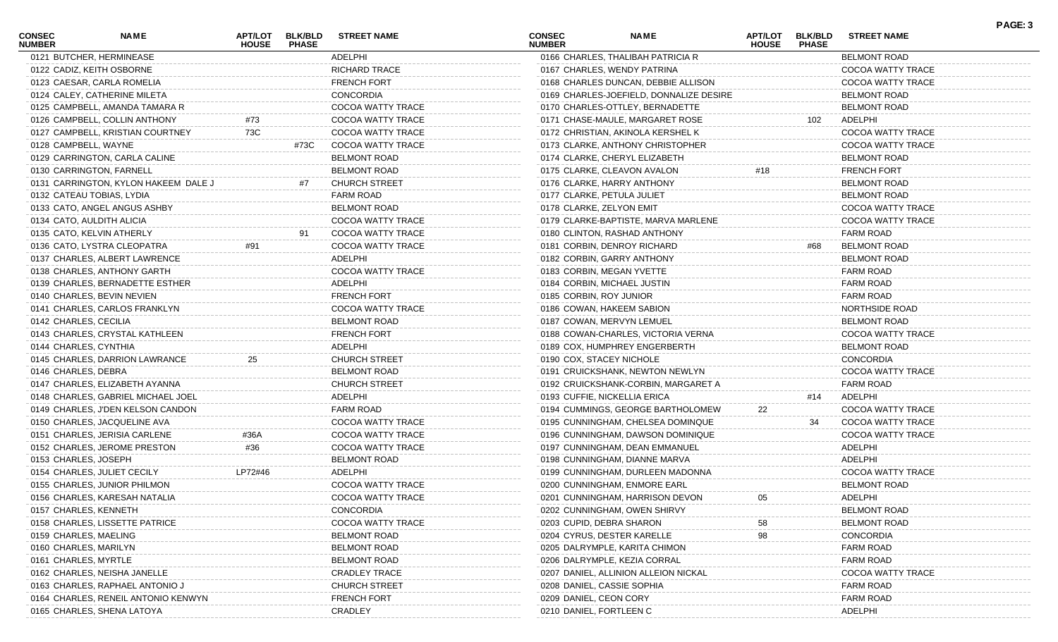| CONSEC NUMBER | NAME | APT/LOT HOUSE | BLK/BLD PHASE | STREET NAME |
|---|---|---|---|---|
| 0121 | BUTCHER, HERMINEASE | | | ADELPHI |
| 0122 | CADIZ, KEITH OSBORNE | | | RICHARD TRACE |
| 0123 | CAESAR, CARLA ROMELIA | | | FRENCH FORT |
| 0124 | CALEY, CATHERINE MILETA | | | CONCORDIA |
| 0125 | CAMPBELL, AMANDA TAMARA R | | | COCOA WATTY TRACE |
| 0126 | CAMPBELL, COLLIN ANTHONY | #73 | | COCOA WATTY TRACE |
| 0127 | CAMPBELL, KRISTIAN COURTNEY | 73C | | COCOA WATTY TRACE |
| 0128 | CAMPBELL, WAYNE | | #73C | COCOA WATTY TRACE |
| 0129 | CARRINGTON, CARLA CALINE | | | BELMONT ROAD |
| 0130 | CARRINGTON, FARNELL | | | BELMONT ROAD |
| 0131 | CARRINGTON, KYLON HAKEEM DALE J | | #7 | CHURCH STREET |
| 0132 | CATEAU TOBIAS, LYDIA | | | FARM ROAD |
| 0133 | CATO, ANGEL ANGUS ASHBY | | | BELMONT ROAD |
| 0134 | CATO, AULDITH ALICIA | | | COCOA WATTY TRACE |
| 0135 | CATO, KELVIN ATHERLY | | 91 | COCOA WATTY TRACE |
| 0136 | CATO, LYSTRA CLEOPATRA | #91 | | COCOA WATTY TRACE |
| 0137 | CHARLES, ALBERT LAWRENCE | | | ADELPHI |
| 0138 | CHARLES, ANTHONY GARTH | | | COCOA WATTY TRACE |
| 0139 | CHARLES, BERNADETTE ESTHER | | | ADELPHI |
| 0140 | CHARLES, BEVIN NEVIEN | | | FRENCH FORT |
| 0141 | CHARLES, CARLOS FRANKLYN | | | COCOA WATTY TRACE |
| 0142 | CHARLES, CECILIA | | | BELMONT ROAD |
| 0143 | CHARLES, CRYSTAL KATHLEEN | | | FRENCH FORT |
| 0144 | CHARLES, CYNTHIA | | | ADELPHI |
| 0145 | CHARLES, DARRION LAWRANCE | 25 | | CHURCH STREET |
| 0146 | CHARLES, DEBRA | | | BELMONT ROAD |
| 0147 | CHARLES, ELIZABETH AYANNA | | | CHURCH STREET |
| 0148 | CHARLES, GABRIEL MICHAEL JOEL | | | ADELPHI |
| 0149 | CHARLES, J'DEN KELSON CANDON | | | FARM ROAD |
| 0150 | CHARLES, JACQUELINE AVA | | | COCOA WATTY TRACE |
| 0151 | CHARLES, JERISIA CARLENE | #36A | | COCOA WATTY TRACE |
| 0152 | CHARLES, JEROME PRESTON | #36 | | COCOA WATTY TRACE |
| 0153 | CHARLES, JOSEPH | | | BELMONT ROAD |
| 0154 | CHARLES, JULIET CECILY | LP72#46 | | ADELPHI |
| 0155 | CHARLES, JUNIOR PHILMON | | | COCOA WATTY TRACE |
| 0156 | CHARLES, KARESAH NATALIA | | | COCOA WATTY TRACE |
| 0157 | CHARLES, KENNETH | | | CONCORDIA |
| 0158 | CHARLES, LISSETTE PATRICE | | | COCOA WATTY TRACE |
| 0159 | CHARLES, MAELING | | | BELMONT ROAD |
| 0160 | CHARLES, MARILYN | | | BELMONT ROAD |
| 0161 | CHARLES, MYRTLE | | | BELMONT ROAD |
| 0162 | CHARLES, NEISHA JANELLE | | | CRADLEY TRACE |
| 0163 | CHARLES, RAPHAEL ANTONIO J | | | CHURCH STREET |
| 0164 | CHARLES, RENEIL ANTONIO KENWYN | | | FRENCH FORT |
| 0165 | CHARLES, SHENA LATOYA | | | CRADLEY |
| 0166 | CHARLES, THALIBAH PATRICIA R | | | BELMONT ROAD |
| 0167 | CHARLES, WENDY PATRINA | | | COCOA WATTY TRACE |
| 0168 | CHARLES DUNCAN, DEBBIE ALLISON | | | COCOA WATTY TRACE |
| 0169 | CHARLES-JOEFIELD, DONNALIZE DESIRE | | | BELMONT ROAD |
| 0170 | CHARLES-OTTLEY, BERNADETTE | | | BELMONT ROAD |
| 0171 | CHASE-MAULE, MARGARET ROSE | | 102 | ADELPHI |
| 0172 | CHRISTIAN, AKINOLA KERSHEL K | | | COCOA WATTY TRACE |
| 0173 | CLARKE, ANTHONY CHRISTOPHER | | | COCOA WATTY TRACE |
| 0174 | CLARKE, CHERYL ELIZABETH | | | BELMONT ROAD |
| 0175 | CLARKE, CLEAVON AVALON | #18 | | FRENCH FORT |
| 0176 | CLARKE, HARRY ANTHONY | | | BELMONT ROAD |
| 0177 | CLARKE, PETULA JULIET | | | BELMONT ROAD |
| 0178 | CLARKE, ZELYON EMIT | | | COCOA WATTY TRACE |
| 0179 | CLARKE-BAPTISTE, MARVA MARLENE | | | COCOA WATTY TRACE |
| 0180 | CLINTON, RASHAD ANTHONY | | | FARM ROAD |
| 0181 | CORBIN, DENROY RICHARD | | #68 | BELMONT ROAD |
| 0182 | CORBIN, GARRY ANTHONY | | | BELMONT ROAD |
| 0183 | CORBIN, MEGAN YVETTE | | | FARM ROAD |
| 0184 | CORBIN, MICHAEL JUSTIN | | | FARM ROAD |
| 0185 | CORBIN, ROY JUNIOR | | | FARM ROAD |
| 0186 | COWAN, HAKEEM SABION | | | NORTHSIDE ROAD |
| 0187 | COWAN, MERVYN LEMUEL | | | BELMONT ROAD |
| 0188 | COWAN-CHARLES, VICTORIA VERNA | | | COCOA WATTY TRACE |
| 0189 | COX, HUMPHREY ENGERBERTH | | | BELMONT ROAD |
| 0190 | COX, STACEY NICHOLE | | | CONCORDIA |
| 0191 | CRUICKSHANK, NEWTON NEWLYN | | | COCOA WATTY TRACE |
| 0192 | CRUICKSHANK-CORBIN, MARGARET A | | | FARM ROAD |
| 0193 | CUFFIE, NICKELLIA ERICA | | #14 | ADELPHI |
| 0194 | CUMMINGS, GEORGE BARTHOLOMEW | 22 | | COCOA WATTY TRACE |
| 0195 | CUNNINGHAM, CHELSEA DOMINQUE | | 34 | COCOA WATTY TRACE |
| 0196 | CUNNINGHAM, DAWSON DOMINIQUE | | | COCOA WATTY TRACE |
| 0197 | CUNNINGHAM, DEAN EMMANUEL | | | ADELPHI |
| 0198 | CUNNINGHAM, DIANNE MARVA | | | ADELPHI |
| 0199 | CUNNINGHAM, DURLEEN MADONNA | | | COCOA WATTY TRACE |
| 0200 | CUNNINGHAM, ENMORE EARL | | | BELMONT ROAD |
| 0201 | CUNNINGHAM, HARRISON DEVON | 05 | | ADELPHI |
| 0202 | CUNNINGHAM, OWEN SHIRVY | | | BELMONT ROAD |
| 0203 | CUPID, DEBRA SHARON | 58 | | BELMONT ROAD |
| 0204 | CYRUS, DESTER KARELLE | 98 | | CONCORDIA |
| 0205 | DALRYMPLE, KARITA CHIMON | | | FARM ROAD |
| 0206 | DALRYMPLE, KEZIA CORRAL | | | FARM ROAD |
| 0207 | DANIEL, ALLINION ALLEION NICKAL | | | COCOA WATTY TRACE |
| 0208 | DANIEL, CASSIE SOPHIA | | | FARM ROAD |
| 0209 | DANIEL, CEON CORY | | | FARM ROAD |
| 0210 | DANIEL, FORTLEEN C | | | ADELPHI |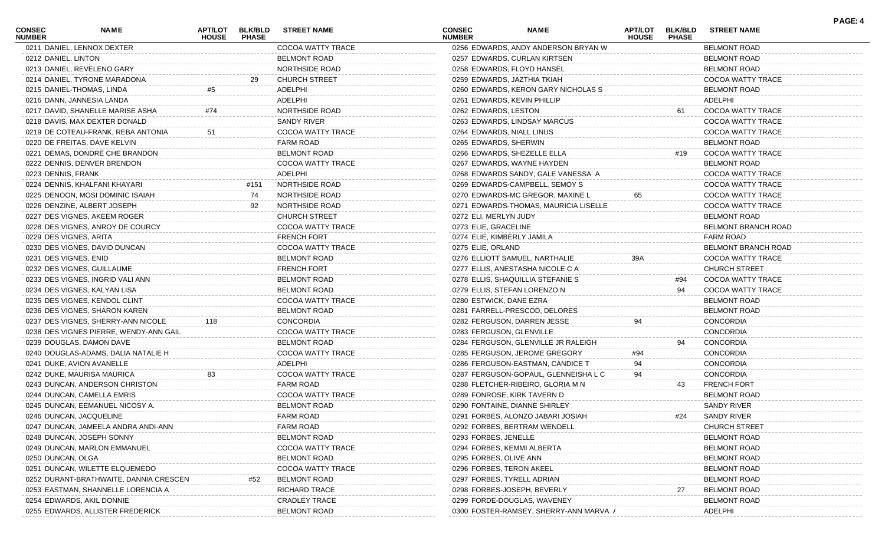| CONSEC NUMBER | NAME | APT/LOT HOUSE | BLK/BLD PHASE | STREET NAME |
|---|---|---|---|---|
| 0211 | DANIEL, LENNOX DEXTER | | | COCOA WATTY TRACE |
| 0212 | DANIEL, LINTON | | | BELMONT ROAD |
| 0213 | DANIEL, REVELENO GARY | | | NORTHSIDE ROAD |
| 0214 | DANIEL, TYRONE MARADONA | | 29 | CHURCH STREET |
| 0215 | DANIEL-THOMAS, LINDA | #5 | | ADELPHI |
| 0216 | DANN, JANNESIA LANDA | | | ADELPHI |
| 0217 | DAVID, SHANELLE MARISE ASHA | #74 | | NORTHSIDE ROAD |
| 0218 | DAVIS, MAX DEXTER DONALD | | | SANDY RIVER |
| 0219 | DE COTEAU-FRANK, REBA ANTONIA | 51 | | COCOA WATTY TRACE |
| 0220 | DE FREITAS, DAVE KELVIN | | | FARM ROAD |
| 0221 | DEMAS, DONDRÉ CHE BRANDON | | | BELMONT ROAD |
| 0222 | DENNIS, DENVER BRENDON | | | COCOA WATTY TRACE |
| 0223 | DENNIS, FRANK | | | ADELPHI |
| 0224 | DENNIS, KHALFANI KHAYARI | | #151 | NORTHSIDE ROAD |
| 0225 | DENOON, MOSI DOMINIC ISAIAH | | 74 | NORTHSIDE ROAD |
| 0226 | DENZINE, ALBERT JOSEPH | | 92 | NORTHSIDE ROAD |
| 0227 | DES VIGNES, AKEEM ROGER | | | CHURCH STREET |
| 0228 | DES VIGNES, ANROY DE COURCY | | | COCOA WATTY TRACE |
| 0229 | DES VIGNES, ARITA | | | FRENCH FORT |
| 0230 | DES VIGNES, DAVID DUNCAN | | | COCOA WATTY TRACE |
| 0231 | DES VIGNES, ENID | | | BELMONT ROAD |
| 0232 | DES VIGNES, GUILLAUME | | | FRENCH FORT |
| 0233 | DES VIGNES, INGRID VALI ANN | | | BELMONT ROAD |
| 0234 | DES VIGNES, KALYAN LISA | | | BELMONT ROAD |
| 0235 | DES VIGNES, KENDOL CLINT | | | COCOA WATTY TRACE |
| 0236 | DES VIGNES, SHARON KAREN | | | BELMONT ROAD |
| 0237 | DES VIGNES, SHERRY-ANN NICOLE | 118 | | CONCORDIA |
| 0238 | DES VIGNES PIERRE, WENDY-ANN GAIL | | | COCOA WATTY TRACE |
| 0239 | DOUGLAS, DAMON DAVE | | | BELMONT ROAD |
| 0240 | DOUGLAS-ADAMS, DALIA NATALIE H | | | COCOA WATTY TRACE |
| 0241 | DUKE, AVION AVANELLE | | | ADELPHI |
| 0242 | DUKE, MAURISA MAURICA | 83 | | COCOA WATTY TRACE |
| 0243 | DUNCAN, ANDERSON CHRISTON | | | FARM ROAD |
| 0244 | DUNCAN, CAMELLA EMRIS | | | COCOA WATTY TRACE |
| 0245 | DUNCAN, EEMANUEL NICOSY A. | | | BELMONT ROAD |
| 0246 | DUNCAN, JACQUELINE | | | FARM ROAD |
| 0247 | DUNCAN, JAMEELA ANDRA ANDI-ANN | | | FARM ROAD |
| 0248 | DUNCAN, JOSEPH SONNY | | | BELMONT ROAD |
| 0249 | DUNCAN, MARLON EMMANUEL | | | COCOA WATTY TRACE |
| 0250 | DUNCAN, OLGA | | | BELMONT ROAD |
| 0251 | DUNCAN, WILETTE ELQUEMEDO | | | COCOA WATTY TRACE |
| 0252 | DURANT-BRATHWAITE, DANNIA CRESCEN | | #52 | BELMONT ROAD |
| 0253 | EASTMAN, SHANNELLE LORENCIA A | | | RICHARD TRACE |
| 0254 | EDWARDS, AKIL DONNIE | | | CRADLEY TRACE |
| 0255 | EDWARDS, ALLISTER FREDERICK | | | BELMONT ROAD |
| 0256 | EDWARDS, ANDY ANDERSON BRYAN W | | | BELMONT ROAD |
| 0257 | EDWARDS, CURLAN KIRTSEN | | | BELMONT ROAD |
| 0258 | EDWARDS, FLOYD HANSEL | | | BELMONT ROAD |
| 0259 | EDWARDS, JAZTHIA TKIAH | | | COCOA WATTY TRACE |
| 0260 | EDWARDS, KERON GARY NICHOLAS S | | | BELMONT ROAD |
| 0261 | EDWARDS, KEVIN PHILLIP | | | ADELPHI |
| 0262 | EDWARDS, LESTON | | 61 | COCOA WATTY TRACE |
| 0263 | EDWARDS, LINDSAY MARCUS | | | COCOA WATTY TRACE |
| 0264 | EDWARDS, NIALL LINUS | | | COCOA WATTY TRACE |
| 0265 | EDWARDS, SHERWIN | | | BELMONT ROAD |
| 0266 | EDWARDS, SHEZELLE ELLA | | #19 | COCOA WATTY TRACE |
| 0267 | EDWARDS, WAYNE HAYDEN | | | BELMONT ROAD |
| 0268 | EDWARDS SANDY, GALE VANESSA A | | | COCOA WATTY TRACE |
| 0269 | EDWARDS-CAMPBELL, SEMOY S | | | COCOA WATTY TRACE |
| 0270 | EDWARDS-MC GREGOR, MAXINE L | 65 | | COCOA WATTY TRACE |
| 0271 | EDWARDS-THOMAS, MAURICIA LISELLE | | | COCOA WATTY TRACE |
| 0272 | ELI, MERLYN JUDY | | | BELMONT ROAD |
| 0273 | ELIE, GRACELINE | | | BELMONT BRANCH ROAD |
| 0274 | ELIE, KIMBERLY JAMILA | | | FARM ROAD |
| 0275 | ELIE, ORLAND | | | BELMONT BRANCH ROAD |
| 0276 | ELLIOTT SAMUEL, NARTHALIE | 39A | | COCOA WATTY TRACE |
| 0277 | ELLIS, ANESTASHA NICOLE C A | | | CHURCH STREET |
| 0278 | ELLIS, SHAQUILLIA STEFANIE S | | #94 | COCOA WATTY TRACE |
| 0279 | ELLIS, STEFAN LORENZO N | | 94 | COCOA WATTY TRACE |
| 0280 | ESTWICK, DANE EZRA | | | BELMONT ROAD |
| 0281 | FARRELL-PRESCOD, DELORES | | | BELMONT ROAD |
| 0282 | FERGUSON, DARREN JESSE | 94 | | CONCORDIA |
| 0283 | FERGUSON, GLENVILLE | | | CONCORDIA |
| 0284 | FERGUSON, GLENVILLE JR RALEIGH | | 94 | CONCORDIA |
| 0285 | FERGUSON, JEROME GREGORY | #94 | | CONCORDIA |
| 0286 | FERGUSON-EASTMAN, CANDICE T | 94 | | CONCORDIA |
| 0287 | FERGUSON-GOPAUL, GLENNEISHA L C | 94 | | CONCORDIA |
| 0288 | FLETCHER-RIBEIRO, GLORIA M N | | 43 | FRENCH FORT |
| 0289 | FONROSE, KIRK TAVERN D | | | BELMONT ROAD |
| 0290 | FONTAINE, DIANNE SHIRLEY | | | SANDY RIVER |
| 0291 | FORBES, ALONZO JABARI JOSIAH | | #24 | SANDY RIVER |
| 0292 | FORBES, BERTRAM WENDELL | | | CHURCH STREET |
| 0293 | FORBES, JENELLE | | | BELMONT ROAD |
| 0294 | FORBES, KEMMI ALBERTA | | | BELMONT ROAD |
| 0295 | FORBES, OLIVE ANN | | | BELMONT ROAD |
| 0296 | FORBES, TERON AKEEL | | | BELMONT ROAD |
| 0297 | FORBES, TYRELL ADRIAN | | | BELMONT ROAD |
| 0298 | FORBES-JOSEPH, BEVERLY | | 27 | BELMONT ROAD |
| 0299 | FORDE-DOUGLAS, WAVENEY | | | BELMONT ROAD |
| 0300 | FOSTER-RAMSEY, SHERRY-ANN MARVA / | | | ADELPHI |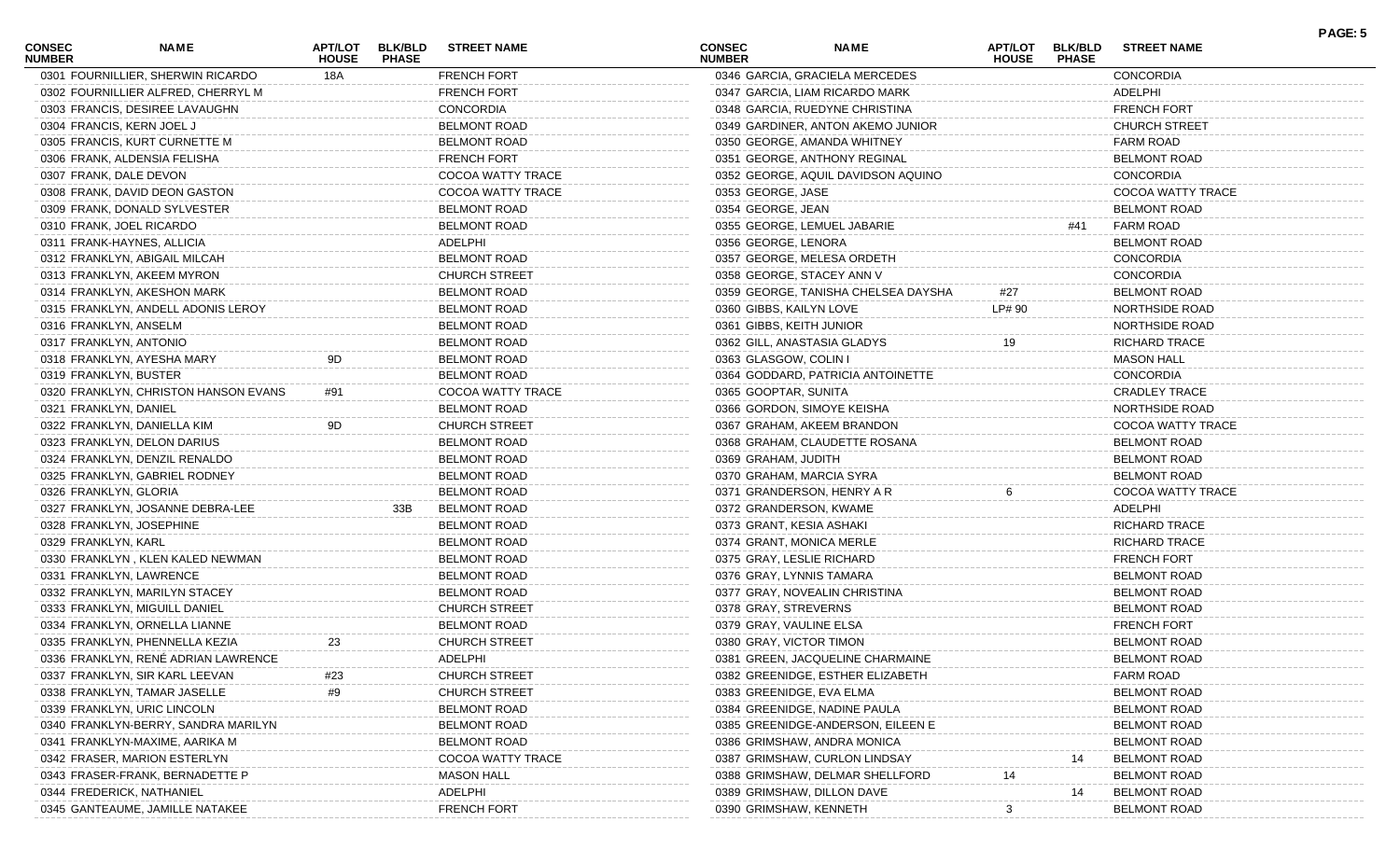| CONSEC NUMBER | NAME | APT/LOT HOUSE | BLK/BLD PHASE | STREET NAME |
|---|---|---|---|---|
| 0301 | FOURNILLIER, SHERWIN RICARDO | 18A | | FRENCH FORT |
| 0302 | FOURNILLIER ALFRED, CHERRYL M | | | FRENCH FORT |
| 0303 | FRANCIS, DESIREE LAVAUGHN | | | CONCORDIA |
| 0304 | FRANCIS, KERN JOEL J | | | BELMONT ROAD |
| 0305 | FRANCIS, KURT CURNETTE M | | | BELMONT ROAD |
| 0306 | FRANK, ALDENSIA FELISHA | | | FRENCH FORT |
| 0307 | FRANK, DALE DEVON | | | COCOA WATTY TRACE |
| 0308 | FRANK, DAVID DEON GASTON | | | COCOA WATTY TRACE |
| 0309 | FRANK, DONALD SYLVESTER | | | BELMONT ROAD |
| 0310 | FRANK, JOEL RICARDO | | | BELMONT ROAD |
| 0311 | FRANK-HAYNES, ALLICIA | | | ADELPHI |
| 0312 | FRANKLYN, ABIGAIL MILCAH | | | BELMONT ROAD |
| 0313 | FRANKLYN, AKEEM MYRON | | | CHURCH STREET |
| 0314 | FRANKLYN, AKESHON MARK | | | BELMONT ROAD |
| 0315 | FRANKLYN, ANDELL ADONIS LEROY | | | BELMONT ROAD |
| 0316 | FRANKLYN, ANSELM | | | BELMONT ROAD |
| 0317 | FRANKLYN, ANTONIO | | | BELMONT ROAD |
| 0318 | FRANKLYN, AYESHA MARY | 9D | | BELMONT ROAD |
| 0319 | FRANKLYN, BUSTER | | | BELMONT ROAD |
| 0320 | FRANKLYN, CHRISTON HANSON EVANS | #91 | | COCOA WATTY TRACE |
| 0321 | FRANKLYN, DANIEL | | | BELMONT ROAD |
| 0322 | FRANKLYN, DANIELLA KIM | 9D | | CHURCH STREET |
| 0323 | FRANKLYN, DELON DARIUS | | | BELMONT ROAD |
| 0324 | FRANKLYN, DENZIL RENALDO | | | BELMONT ROAD |
| 0325 | FRANKLYN, GABRIEL RODNEY | | | BELMONT ROAD |
| 0326 | FRANKLYN, GLORIA | | | BELMONT ROAD |
| 0327 | FRANKLYN, JOSANNE DEBRA-LEE | | 33B | BELMONT ROAD |
| 0328 | FRANKLYN, JOSEPHINE | | | BELMONT ROAD |
| 0329 | FRANKLYN, KARL | | | BELMONT ROAD |
| 0330 | FRANKLYN , KLEN KALED NEWMAN | | | BELMONT ROAD |
| 0331 | FRANKLYN, LAWRENCE | | | BELMONT ROAD |
| 0332 | FRANKLYN, MARILYN STACEY | | | BELMONT ROAD |
| 0333 | FRANKLYN, MIGUILL DANIEL | | | CHURCH STREET |
| 0334 | FRANKLYN, ORNELLA LIANNE | | | BELMONT ROAD |
| 0335 | FRANKLYN, PHENNELLA KEZIA | 23 | | CHURCH STREET |
| 0336 | FRANKLYN, RENÉ ADRIAN LAWRENCE | | | ADELPHI |
| 0337 | FRANKLYN, SIR KARL LEEVAN | #23 | | CHURCH STREET |
| 0338 | FRANKLYN, TAMAR JASELLE | #9 | | CHURCH STREET |
| 0339 | FRANKLYN, URIC LINCOLN | | | BELMONT ROAD |
| 0340 | FRANKLYN-BERRY, SANDRA MARILYN | | | BELMONT ROAD |
| 0341 | FRANKLYN-MAXIME, AARIKA M | | | BELMONT ROAD |
| 0342 | FRASER, MARION ESTERLYN | | | COCOA WATTY TRACE |
| 0343 | FRASER-FRANK, BERNADETTE P | | | MASON HALL |
| 0344 | FREDERICK, NATHANIEL | | | ADELPHI |
| 0345 | GANTEAUME, JAMILLE NATAKEE | | | FRENCH FORT |
| 0346 | GARCIA, GRACIELA MERCEDES | | | CONCORDIA |
| 0347 | GARCIA, LIAM RICARDO MARK | | | ADELPHI |
| 0348 | GARCIA, RUEDYNE CHRISTINA | | | FRENCH FORT |
| 0349 | GARDINER, ANTON AKEMO JUNIOR | | | CHURCH STREET |
| 0350 | GEORGE, AMANDA WHITNEY | | | FARM ROAD |
| 0351 | GEORGE, ANTHONY REGINAL | | | BELMONT ROAD |
| 0352 | GEORGE, AQUIL DAVIDSON AQUINO | | | CONCORDIA |
| 0353 | GEORGE, JASE | | | COCOA WATTY TRACE |
| 0354 | GEORGE, JEAN | | | BELMONT ROAD |
| 0355 | GEORGE, LEMUEL JABARIE | | #41 | FARM ROAD |
| 0356 | GEORGE, LENORA | | | BELMONT ROAD |
| 0357 | GEORGE, MELESA ORDETH | | | CONCORDIA |
| 0358 | GEORGE, STACEY ANN V | | | CONCORDIA |
| 0359 | GEORGE, TANISHA CHELSEA DAYSHA | #27 | | BELMONT ROAD |
| 0360 | GIBBS, KAILYN LOVE | LP# 90 | | NORTHSIDE ROAD |
| 0361 | GIBBS, KEITH JUNIOR | | | NORTHSIDE ROAD |
| 0362 | GILL, ANASTASIA GLADYS | 19 | | RICHARD TRACE |
| 0363 | GLASGOW, COLIN I | | | MASON HALL |
| 0364 | GODDARD, PATRICIA ANTOINETTE | | | CONCORDIA |
| 0365 | GOOPTAR, SUNITA | | | CRADLEY TRACE |
| 0366 | GORDON, SIMOYE KEISHA | | | NORTHSIDE ROAD |
| 0367 | GRAHAM, AKEEM BRANDON | | | COCOA WATTY TRACE |
| 0368 | GRAHAM, CLAUDETTE ROSANA | | | BELMONT ROAD |
| 0369 | GRAHAM, JUDITH | | | BELMONT ROAD |
| 0370 | GRAHAM, MARCIA SYRA | | | BELMONT ROAD |
| 0371 | GRANDERSON, HENRY A R | 6 | | COCOA WATTY TRACE |
| 0372 | GRANDERSON, KWAME | | | ADELPHI |
| 0373 | GRANT, KESIA ASHAKI | | | RICHARD TRACE |
| 0374 | GRANT, MONICA MERLE | | | RICHARD TRACE |
| 0375 | GRAY, LESLIE RICHARD | | | FRENCH FORT |
| 0376 | GRAY, LYNNIS TAMARA | | | BELMONT ROAD |
| 0377 | GRAY, NOVEALIN CHRISTINA | | | BELMONT ROAD |
| 0378 | GRAY, STREVERNS | | | BELMONT ROAD |
| 0379 | GRAY, VAULINE ELSA | | | FRENCH FORT |
| 0380 | GRAY, VICTOR TIMON | | | BELMONT ROAD |
| 0381 | GREEN, JACQUELINE CHARMAINE | | | BELMONT ROAD |
| 0382 | GREENIDGE, ESTHER ELIZABETH | | | FARM ROAD |
| 0383 | GREENIDGE, EVA ELMA | | | BELMONT ROAD |
| 0384 | GREENIDGE, NADINE PAULA | | | BELMONT ROAD |
| 0385 | GREENIDGE-ANDERSON, EILEEN E | | | BELMONT ROAD |
| 0386 | GRIMSHAW, ANDRA MONICA | | | BELMONT ROAD |
| 0387 | GRIMSHAW, CURLON LINDSAY | | 14 | BELMONT ROAD |
| 0388 | GRIMSHAW, DELMAR SHELLFORD | 14 | | BELMONT ROAD |
| 0389 | GRIMSHAW, DILLON DAVE | | 14 | BELMONT ROAD |
| 0390 | GRIMSHAW, KENNETH | 3 | | BELMONT ROAD |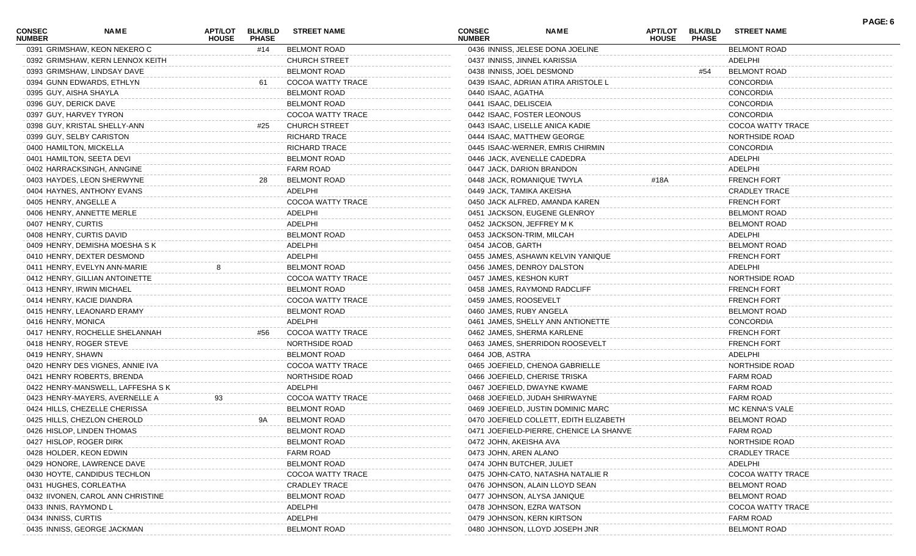| CONSEC NUMBER | NAME | APT/LOT HOUSE | BLK/BLD PHASE | STREET NAME |
|---|---|---|---|---|
| 0391 | GRIMSHAW, KEON NEKERO C | | #14 | BELMONT ROAD |
| 0392 | GRIMSHAW, KERN LENNOX KEITH | | | CHURCH STREET |
| 0393 | GRIMSHAW, LINDSAY DAVE | | | BELMONT ROAD |
| 0394 | GUNN EDWARDS, ETHLYN | | 61 | COCOA WATTY TRACE |
| 0395 | GUY, AISHA SHAYLA | | | BELMONT ROAD |
| 0396 | GUY, DERICK DAVE | | | BELMONT ROAD |
| 0397 | GUY, HARVEY TYRON | | | COCOA WATTY TRACE |
| 0398 | GUY, KRISTAL SHELLY-ANN | | #25 | CHURCH STREET |
| 0399 | GUY, SELBY CARISTON | | | RICHARD TRACE |
| 0400 | HAMILTON, MICKELLA | | | RICHARD TRACE |
| 0401 | HAMILTON, SEETA DEVI | | | BELMONT ROAD |
| 0402 | HARRACKSINGH, ANNGINE | | | FARM ROAD |
| 0403 | HAYDES, LEON SHERWYNE | | 28 | BELMONT ROAD |
| 0404 | HAYNES, ANTHONY EVANS | | | ADELPHI |
| 0405 | HENRY, ANGELLE A | | | COCOA WATTY TRACE |
| 0406 | HENRY, ANNETTE MERLE | | | ADELPHI |
| 0407 | HENRY, CURTIS | | | ADELPHI |
| 0408 | HENRY, CURTIS DAVID | | | BELMONT ROAD |
| 0409 | HENRY, DEMISHA MOESHA S K | | | ADELPHI |
| 0410 | HENRY, DEXTER DESMOND | | | ADELPHI |
| 0411 | HENRY, EVELYN ANN-MARIE | 8 | | BELMONT ROAD |
| 0412 | HENRY, GILLIAN ANTOINETTE | | | COCOA WATTY TRACE |
| 0413 | HENRY, IRWIN MICHAEL | | | BELMONT ROAD |
| 0414 | HENRY, KACIE DIANDRA | | | COCOA WATTY TRACE |
| 0415 | HENRY, LEAONARD ERAMY | | | BELMONT ROAD |
| 0416 | HENRY, MONICA | | | ADELPHI |
| 0417 | HENRY, ROCHELLE SHELANNAH | | #56 | COCOA WATTY TRACE |
| 0418 | HENRY, ROGER STEVE | | | NORTHSIDE ROAD |
| 0419 | HENRY, SHAWN | | | BELMONT ROAD |
| 0420 | HENRY DES VIGNES, ANNIE IVA | | | COCOA WATTY TRACE |
| 0421 | HENRY ROBERTS, BRENDA | | | NORTHSIDE ROAD |
| 0422 | HENRY-MANSWELL, LAFFESHA S K | | | ADELPHI |
| 0423 | HENRY-MAYERS, AVERNELLE A | 93 | | COCOA WATTY TRACE |
| 0424 | HILLS, CHEZELLE CHERISSA | | | BELMONT ROAD |
| 0425 | HILLS, CHEZLON CHEROLD | | 9A | BELMONT ROAD |
| 0426 | HISLOP, LINDEN THOMAS | | | BELMONT ROAD |
| 0427 | HISLOP, ROGER DIRK | | | BELMONT ROAD |
| 0428 | HOLDER, KEON EDWIN | | | FARM ROAD |
| 0429 | HONORE, LAWRENCE DAVE | | | BELMONT ROAD |
| 0430 | HOYTE, CANDIDUS TECHLON | | | COCOA WATTY TRACE |
| 0431 | HUGHES, CORLEATHA | | | CRADLEY TRACE |
| 0432 | IIVONEN, CAROL ANN CHRISTINE | | | BELMONT ROAD |
| 0433 | INNIS, RAYMOND L | | | ADELPHI |
| 0434 | INNISS, CURTIS | | | ADELPHI |
| 0435 | INNISS, GEORGE JACKMAN | | | BELMONT ROAD |
| 0436 | INNISS, JELESE DONA JOELINE | | | BELMONT ROAD |
| 0437 | INNISS, JINNEL KARISSIA | | | ADELPHI |
| 0438 | INNISS, JOEL DESMOND | | #54 | BELMONT ROAD |
| 0439 | ISAAC, ADRIAN ATIRA ARISTOLE L | | | CONCORDIA |
| 0440 | ISAAC, AGATHA | | | CONCORDIA |
| 0441 | ISAAC, DELISCEIA | | | CONCORDIA |
| 0442 | ISAAC, FOSTER LEONOUS | | | CONCORDIA |
| 0443 | ISAAC, LISELLE ANICA KADIE | | | COCOA WATTY TRACE |
| 0444 | ISAAC, MATTHEW GEORGE | | | NORTHSIDE ROAD |
| 0445 | ISAAC-WERNER, EMRIS CHIRMIN | | | CONCORDIA |
| 0446 | JACK, AVENELLE CADEDRA | | | ADELPHI |
| 0447 | JACK, DARION BRANDON | | | ADELPHI |
| 0448 | JACK, ROMANIQUE TWYLA | #18A | | FRENCH FORT |
| 0449 | JACK, TAMIKA AKEISHA | | | CRADLEY TRACE |
| 0450 | JACK ALFRED, AMANDA KAREN | | | FRENCH FORT |
| 0451 | JACKSON, EUGENE GLENROY | | | BELMONT ROAD |
| 0452 | JACKSON, JEFFREY M K | | | BELMONT ROAD |
| 0453 | JACKSON-TRIM, MILCAH | | | ADELPHI |
| 0454 | JACOB, GARTH | | | BELMONT ROAD |
| 0455 | JAMES, ASHAWN KELVIN YANIQUE | | | FRENCH FORT |
| 0456 | JAMES, DENROY DALSTON | | | ADELPHI |
| 0457 | JAMES, KESHON KURT | | | NORTHSIDE ROAD |
| 0458 | JAMES, RAYMOND RADCLIFF | | | FRENCH FORT |
| 0459 | JAMES, ROOSEVELT | | | FRENCH FORT |
| 0460 | JAMES, RUBY ANGELA | | | BELMONT ROAD |
| 0461 | JAMES, SHELLY ANN ANTIONETTE | | | CONCORDIA |
| 0462 | JAMES, SHERMA KARLENE | | | FRENCH FORT |
| 0463 | JAMES, SHERRIDON ROOSEVELT | | | FRENCH FORT |
| 0464 | JOB, ASTRA | | | ADELPHI |
| 0465 | JOEFIELD, CHENOA GABRIELLE | | | NORTHSIDE ROAD |
| 0466 | JOEFIELD, CHERISE TRISKA | | | FARM ROAD |
| 0467 | JOEFIELD, DWAYNE KWAME | | | FARM ROAD |
| 0468 | JOEFIELD, JUDAH SHIRWAYNE | | | FARM ROAD |
| 0469 | JOEFIELD, JUSTIN DOMINIC MARC | | | MC KENNA'S VALE |
| 0470 | JOEFIELD COLLETT, EDITH ELIZABETH | | | BELMONT ROAD |
| 0471 | JOEFIELD-PIERRE, CHENICE LA SHANVE | | | FARM ROAD |
| 0472 | JOHN, AKEISHA AVA | | | NORTHSIDE ROAD |
| 0473 | JOHN, AREN ALANO | | | CRADLEY TRACE |
| 0474 | JOHN BUTCHER, JULIET | | | ADELPHI |
| 0475 | JOHN-CATO, NATASHA NATALIE R | | | COCOA WATTY TRACE |
| 0476 | JOHNSON, ALAIN LLOYD SEAN | | | BELMONT ROAD |
| 0477 | JOHNSON, ALYSA JANIQUE | | | BELMONT ROAD |
| 0478 | JOHNSON, EZRA WATSON | | | COCOA WATTY TRACE |
| 0479 | JOHNSON, KERN KIRTSON | | | FARM ROAD |
| 0480 | JOHNSON, LLOYD JOSEPH JNR | | | BELMONT ROAD |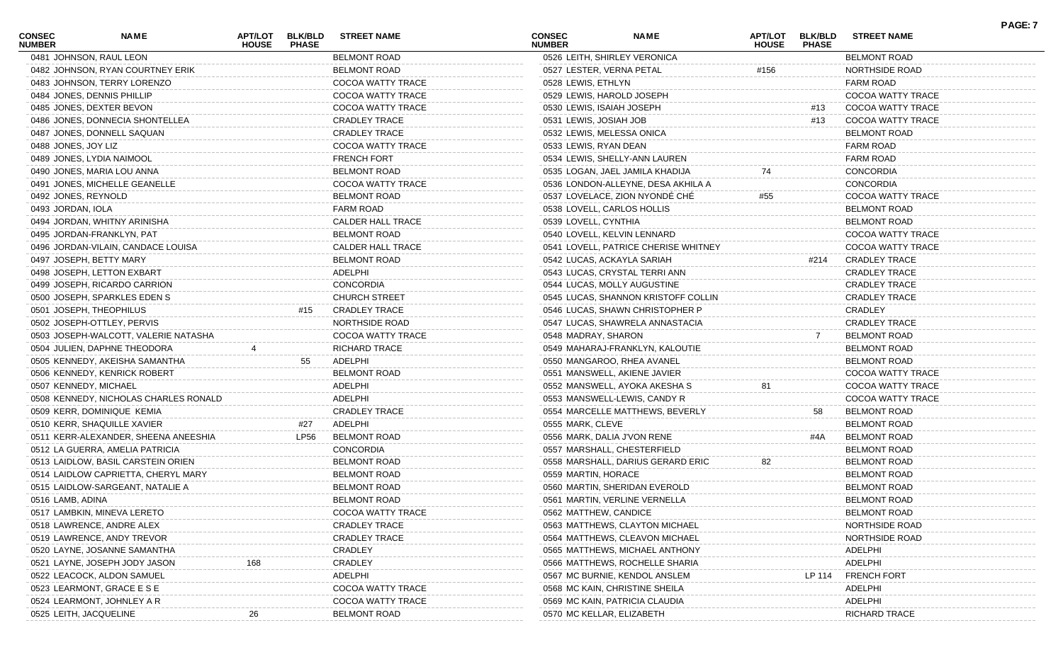| CONSEC NUMBER | NAME | APT/LOT HOUSE | BLK/BLD PHASE | STREET NAME |
|---|---|---|---|---|
| 0481 | JOHNSON, RAUL LEON | | | BELMONT ROAD |
| 0482 | JOHNSON, RYAN COURTNEY ERIK | | | BELMONT ROAD |
| 0483 | JOHNSON, TERRY LORENZO | | | COCOA WATTY TRACE |
| 0484 | JONES, DENNIS PHILLIP | | | COCOA WATTY TRACE |
| 0485 | JONES, DEXTER BEVON | | | COCOA WATTY TRACE |
| 0486 | JONES, DONNECIA SHONTELLEA | | | CRADLEY TRACE |
| 0487 | JONES, DONNELL SAQUAN | | | CRADLEY TRACE |
| 0488 | JONES, JOY LIZ | | | COCOA WATTY TRACE |
| 0489 | JONES, LYDIA NAIMOOL | | | FRENCH FORT |
| 0490 | JONES, MARIA LOU ANNA | | | BELMONT ROAD |
| 0491 | JONES, MICHELLE GEANELLE | | | COCOA WATTY TRACE |
| 0492 | JONES, REYNOLD | | | BELMONT ROAD |
| 0493 | JORDAN, IOLA | | | FARM ROAD |
| 0494 | JORDAN, WHITNY ARINISHA | | | CALDER HALL TRACE |
| 0495 | JORDAN-FRANKLYN, PAT | | | BELMONT ROAD |
| 0496 | JORDAN-VILAIN, CANDACE LOUISA | | | CALDER HALL TRACE |
| 0497 | JOSEPH, BETTY MARY | | | BELMONT ROAD |
| 0498 | JOSEPH, LETTON EXBART | | | ADELPHI |
| 0499 | JOSEPH, RICARDO CARRION | | | CONCORDIA |
| 0500 | JOSEPH, SPARKLES EDEN S | | | CHURCH STREET |
| 0501 | JOSEPH, THEOPHILUS | | #15 | CRADLEY TRACE |
| 0502 | JOSEPH-OTTLEY, PERVIS | | | NORTHSIDE ROAD |
| 0503 | JOSEPH-WALCOTT, VALERIE NATASHA | | | COCOA WATTY TRACE |
| 0504 | JULIEN, DAPHNE THEODORA | 4 | | RICHARD TRACE |
| 0505 | KENNEDY, AKEISHA SAMANTHA | | 55 | ADELPHI |
| 0506 | KENNEDY, KENRICK ROBERT | | | BELMONT ROAD |
| 0507 | KENNEDY, MICHAEL | | | ADELPHI |
| 0508 | KENNEDY, NICHOLAS CHARLES RONALD | | | ADELPHI |
| 0509 | KERR, DOMINIQUE KEMIA | | | CRADLEY TRACE |
| 0510 | KERR, SHAQUILLE XAVIER | | #27 | ADELPHI |
| 0511 | KERR-ALEXANDER, SHEENA ANEESHIA | | LP56 | BELMONT ROAD |
| 0512 | LA GUERRA, AMELIA PATRICIA | | | CONCORDIA |
| 0513 | LAIDLOW, BASIL CARSTEIN ORIEN | | | BELMONT ROAD |
| 0514 | LAIDLOW CAPRIETTA, CHERYL MARY | | | BELMONT ROAD |
| 0515 | LAIDLOW-SARGEANT, NATALIE A | | | BELMONT ROAD |
| 0516 | LAMB, ADINA | | | BELMONT ROAD |
| 0517 | LAMBKIN, MINEVA LERETO | | | COCOA WATTY TRACE |
| 0518 | LAWRENCE, ANDRE ALEX | | | CRADLEY TRACE |
| 0519 | LAWRENCE, ANDY TREVOR | | | CRADLEY TRACE |
| 0520 | LAYNE, JOSANNE SAMANTHA | | | CRADLEY |
| 0521 | LAYNE, JOSEPH JODY JASON | 168 | | CRADLEY |
| 0522 | LEACOCK, ALDON SAMUEL | | | ADELPHI |
| 0523 | LEARMONT, GRACE E S E | | | COCOA WATTY TRACE |
| 0524 | LEARMONT, JOHNLEY A R | | | COCOA WATTY TRACE |
| 0525 | LEITH, JACQUELINE | 26 | | BELMONT ROAD |
| 0526 | LEITH, SHIRLEY VERONICA | | | BELMONT ROAD |
| 0527 | LESTER, VERNA PETAL | #156 | | NORTHSIDE ROAD |
| 0528 | LEWIS, ETHLYN | | | FARM ROAD |
| 0529 | LEWIS, HAROLD JOSEPH | | | COCOA WATTY TRACE |
| 0530 | LEWIS, ISAIAH JOSEPH | | #13 | COCOA WATTY TRACE |
| 0531 | LEWIS, JOSIAH JOB | | #13 | COCOA WATTY TRACE |
| 0532 | LEWIS, MELESSA ONICA | | | BELMONT ROAD |
| 0533 | LEWIS, RYAN DEAN | | | FARM ROAD |
| 0534 | LEWIS, SHELLY-ANN LAUREN | | | FARM ROAD |
| 0535 | LOGAN, JAEL JAMILA KHADIJA | 74 | | CONCORDIA |
| 0536 | LONDON-ALLEYNE, DESA AKHILA A | | | CONCORDIA |
| 0537 | LOVELACE, ZION NYONDÉ CHÉ | #55 | | COCOA WATTY TRACE |
| 0538 | LOVELL, CARLOS HOLLIS | | | BELMONT ROAD |
| 0539 | LOVELL, CYNTHIA | | | BELMONT ROAD |
| 0540 | LOVELL, KELVIN LENNARD | | | COCOA WATTY TRACE |
| 0541 | LOVELL, PATRICE CHERISE WHITNEY | | | COCOA WATTY TRACE |
| 0542 | LUCAS, ACKAYLA SARIAH | | #214 | CRADLEY TRACE |
| 0543 | LUCAS, CRYSTAL TERRI ANN | | | CRADLEY TRACE |
| 0544 | LUCAS, MOLLY AUGUSTINE | | | CRADLEY TRACE |
| 0545 | LUCAS, SHANNON KRISTOFF COLLIN | | | CRADLEY TRACE |
| 0546 | LUCAS, SHAWN CHRISTOPHER P | | | CRADLEY |
| 0547 | LUCAS, SHAWRELA ANNASTACIA | | | CRADLEY TRACE |
| 0548 | MADRAY, SHARON | | 7 | BELMONT ROAD |
| 0549 | MAHARAJ-FRANKLYN, KALOUTIE | | | BELMONT ROAD |
| 0550 | MANGAROO, RHEA AVANEL | | | BELMONT ROAD |
| 0551 | MANSWELL, AKIENE JAVIER | | | COCOA WATTY TRACE |
| 0552 | MANSWELL, AYOKA AKESHA S | 81 | | COCOA WATTY TRACE |
| 0553 | MANSWELL-LEWIS, CANDY R | | | COCOA WATTY TRACE |
| 0554 | MARCELLE MATTHEWS, BEVERLY | | 58 | BELMONT ROAD |
| 0555 | MARK, CLEVE | | | BELMONT ROAD |
| 0556 | MARK, DALIA J'VON RENE | | #4A | BELMONT ROAD |
| 0557 | MARSHALL, CHESTERFIELD | | | BELMONT ROAD |
| 0558 | MARSHALL, DARIUS GERARD ERIC | 82 | | BELMONT ROAD |
| 0559 | MARTIN, HORACE | | | BELMONT ROAD |
| 0560 | MARTIN, SHERIDAN EVEROLD | | | BELMONT ROAD |
| 0561 | MARTIN, VERLINE VERNELLA | | | BELMONT ROAD |
| 0562 | MATTHEW, CANDICE | | | BELMONT ROAD |
| 0563 | MATTHEWS, CLAYTON MICHAEL | | | NORTHSIDE ROAD |
| 0564 | MATTHEWS, CLEAVON MICHAEL | | | NORTHSIDE ROAD |
| 0565 | MATTHEWS, MICHAEL ANTHONY | | | ADELPHI |
| 0566 | MATTHEWS, ROCHELLE SHARIA | | | ADELPHI |
| 0567 | MC BURNIE, KENDOL ANSLEM | | LP 114 | FRENCH FORT |
| 0568 | MC KAIN, CHRISTINE SHEILA | | | ADELPHI |
| 0569 | MC KAIN, PATRICIA CLAUDIA | | | ADELPHI |
| 0570 | MC KELLAR, ELIZABETH | | | RICHARD TRACE |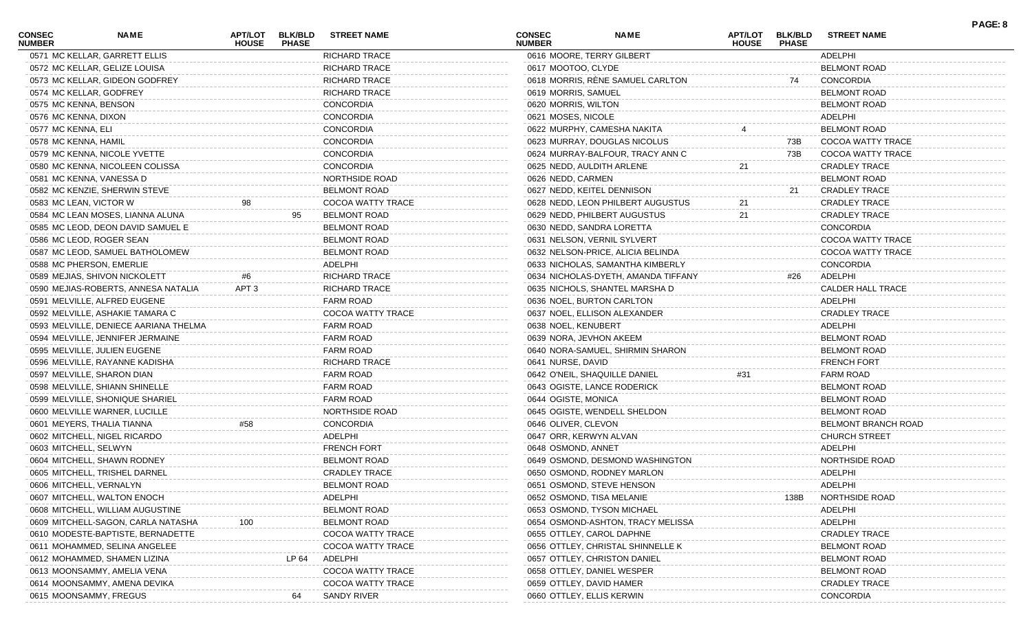| CONSEC NUMBER | NAME | APT/LOT HOUSE | BLK/BLD PHASE | STREET NAME |
|---|---|---|---|---|
| 0571 | MC KELLAR, GARRETT ELLIS | | | RICHARD TRACE |
| 0572 | MC KELLAR, GELIZE LOUISA | | | RICHARD TRACE |
| 0573 | MC KELLAR, GIDEON GODFREY | | | RICHARD TRACE |
| 0574 | MC KELLAR, GODFREY | | | RICHARD TRACE |
| 0575 | MC KENNA, BENSON | | | CONCORDIA |
| 0576 | MC KENNA, DIXON | | | CONCORDIA |
| 0577 | MC KENNA, ELI | | | CONCORDIA |
| 0578 | MC KENNA, HAMIL | | | CONCORDIA |
| 0579 | MC KENNA, NICOLE YVETTE | | | CONCORDIA |
| 0580 | MC KENNA, NICOLEEN COLISSA | | | CONCORDIA |
| 0581 | MC KENNA, VANESSA D | | | NORTHSIDE ROAD |
| 0582 | MC KENZIE, SHERWIN STEVE | | | BELMONT ROAD |
| 0583 | MC LEAN, VICTOR W | 98 | | COCOA WATTY TRACE |
| 0584 | MC LEAN MOSES, LIANNA ALUNA | | 95 | BELMONT ROAD |
| 0585 | MC LEOD, DEON DAVID SAMUEL E | | | BELMONT ROAD |
| 0586 | MC LEOD, ROGER SEAN | | | BELMONT ROAD |
| 0587 | MC LEOD, SAMUEL BATHOLOMEW | | | BELMONT ROAD |
| 0588 | MC PHERSON, EMERLIE | | | ADELPHI |
| 0589 | MEJIAS, SHIVON NICKOLETT | #6 | | RICHARD TRACE |
| 0590 | MEJIAS-ROBERTS, ANNESA NATALIA | APT 3 | | RICHARD TRACE |
| 0591 | MELVILLE, ALFRED EUGENE | | | FARM ROAD |
| 0592 | MELVILLE, ASHAKIE TAMARA C | | | COCOA WATTY TRACE |
| 0593 | MELVILLE, DENIECE AARIANA THELMA | | | FARM ROAD |
| 0594 | MELVILLE, JENNIFER JERMAINE | | | FARM ROAD |
| 0595 | MELVILLE, JULIEN EUGENE | | | FARM ROAD |
| 0596 | MELVILLE, RAYANNE KADISHA | | | RICHARD TRACE |
| 0597 | MELVILLE, SHARON DIAN | | | FARM ROAD |
| 0598 | MELVILLE, SHIANN SHINELLE | | | FARM ROAD |
| 0599 | MELVILLE, SHONIQUE SHARIEL | | | FARM ROAD |
| 0600 | MELVILLE WARNER, LUCILLE | | | NORTHSIDE ROAD |
| 0601 | MEYERS, THALIA TIANNA | #58 | | CONCORDIA |
| 0602 | MITCHELL, NIGEL RICARDO | | | ADELPHI |
| 0603 | MITCHELL, SELWYN | | | FRENCH FORT |
| 0604 | MITCHELL, SHAWN RODNEY | | | BELMONT ROAD |
| 0605 | MITCHELL, TRISHEL DARNEL | | | CRADLEY TRACE |
| 0606 | MITCHELL, VERNALYN | | | BELMONT ROAD |
| 0607 | MITCHELL, WALTON ENOCH | | | ADELPHI |
| 0608 | MITCHELL, WILLIAM AUGUSTINE | | | BELMONT ROAD |
| 0609 | MITCHELL-SAGON, CARLA NATASHA | 100 | | BELMONT ROAD |
| 0610 | MODESTE-BAPTISTE, BERNADETTE | | | COCOA WATTY TRACE |
| 0611 | MOHAMMED, SELINA ANGELEE | | | COCOA WATTY TRACE |
| 0612 | MOHAMMED, SHAMEN LIZINA | | LP 64 | ADELPHI |
| 0613 | MOONSAMMY, AMELIA VENA | | | COCOA WATTY TRACE |
| 0614 | MOONSAMMY, AMENA DEVIKA | | | COCOA WATTY TRACE |
| 0615 | MOONSAMMY, FREGUS | | 64 | SANDY RIVER |
| 0616 | MOORE, TERRY GILBERT | | | ADELPHI |
| 0617 | MOOTOO, CLYDE | | | BELMONT ROAD |
| 0618 | MORRIS, RÈNE SAMUEL CARLTON | | 74 | CONCORDIA |
| 0619 | MORRIS, SAMUEL | | | BELMONT ROAD |
| 0620 | MORRIS, WILTON | | | BELMONT ROAD |
| 0621 | MOSES, NICOLE | | | ADELPHI |
| 0622 | MURPHY, CAMESHA NAKITA | 4 | | BELMONT ROAD |
| 0623 | MURRAY, DOUGLAS NICOLUS | | 73B | COCOA WATTY TRACE |
| 0624 | MURRAY-BALFOUR, TRACY ANN C | | 73B | COCOA WATTY TRACE |
| 0625 | NEDD, AULDITH ARLENE | 21 | | CRADLEY TRACE |
| 0626 | NEDD, CARMEN | | | BELMONT ROAD |
| 0627 | NEDD, KEITEL DENNISON | | 21 | CRADLEY TRACE |
| 0628 | NEDD, LEON PHILBERT AUGUSTUS | 21 | | CRADLEY TRACE |
| 0629 | NEDD, PHILBERT AUGUSTUS | 21 | | CRADLEY TRACE |
| 0630 | NEDD, SANDRA LORETTA | | | CONCORDIA |
| 0631 | NELSON, VERNIL SYLVERT | | | COCOA WATTY TRACE |
| 0632 | NELSON-PRICE, ALICIA BELINDA | | | COCOA WATTY TRACE |
| 0633 | NICHOLAS, SAMANTHA KIMBERLY | | | CONCORDIA |
| 0634 | NICHOLAS-DYETH, AMANDA TIFFANY | | #26 | ADELPHI |
| 0635 | NICHOLS, SHANTEL MARSHA D | | | CALDER HALL TRACE |
| 0636 | NOEL, BURTON CARLTON | | | ADELPHI |
| 0637 | NOEL, ELLISON ALEXANDER | | | CRADLEY TRACE |
| 0638 | NOEL, KENUBERT | | | ADELPHI |
| 0639 | NORA, JEVHON AKEEM | | | BELMONT ROAD |
| 0640 | NORA-SAMUEL, SHIRMIN SHARON | | | BELMONT ROAD |
| 0641 | NURSE, DAVID | | | FRENCH FORT |
| 0642 | O'NEIL, SHAQUILLE DANIEL | #31 | | FARM ROAD |
| 0643 | OGISTE, LANCE RODERICK | | | BELMONT ROAD |
| 0644 | OGISTE, MONICA | | | BELMONT ROAD |
| 0645 | OGISTE, WENDELL SHELDON | | | BELMONT ROAD |
| 0646 | OLIVER, CLEVON | | | BELMONT BRANCH ROAD |
| 0647 | ORR, KERWYN ALVAN | | | CHURCH STREET |
| 0648 | OSMOND, ANNET | | | ADELPHI |
| 0649 | OSMOND, DESMOND WASHINGTON | | | NORTHSIDE ROAD |
| 0650 | OSMOND, RODNEY MARLON | | | ADELPHI |
| 0651 | OSMOND, STEVE HENSON | | | ADELPHI |
| 0652 | OSMOND, TISA MELANIE | | 138B | NORTHSIDE ROAD |
| 0653 | OSMOND, TYSON MICHAEL | | | ADELPHI |
| 0654 | OSMOND-ASHTON, TRACY MELISSA | | | ADELPHI |
| 0655 | OTTLEY, CAROL DAPHNE | | | CRADLEY TRACE |
| 0656 | OTTLEY, CHRISTAL SHINNELLE K | | | BELMONT ROAD |
| 0657 | OTTLEY, CHRISTON DANIEL | | | BELMONT ROAD |
| 0658 | OTTLEY, DANIEL WESPER | | | BELMONT ROAD |
| 0659 | OTTLEY, DAVID HAMER | | | CRADLEY TRACE |
| 0660 | OTTLEY, ELLIS KERWIN | | | CONCORDIA |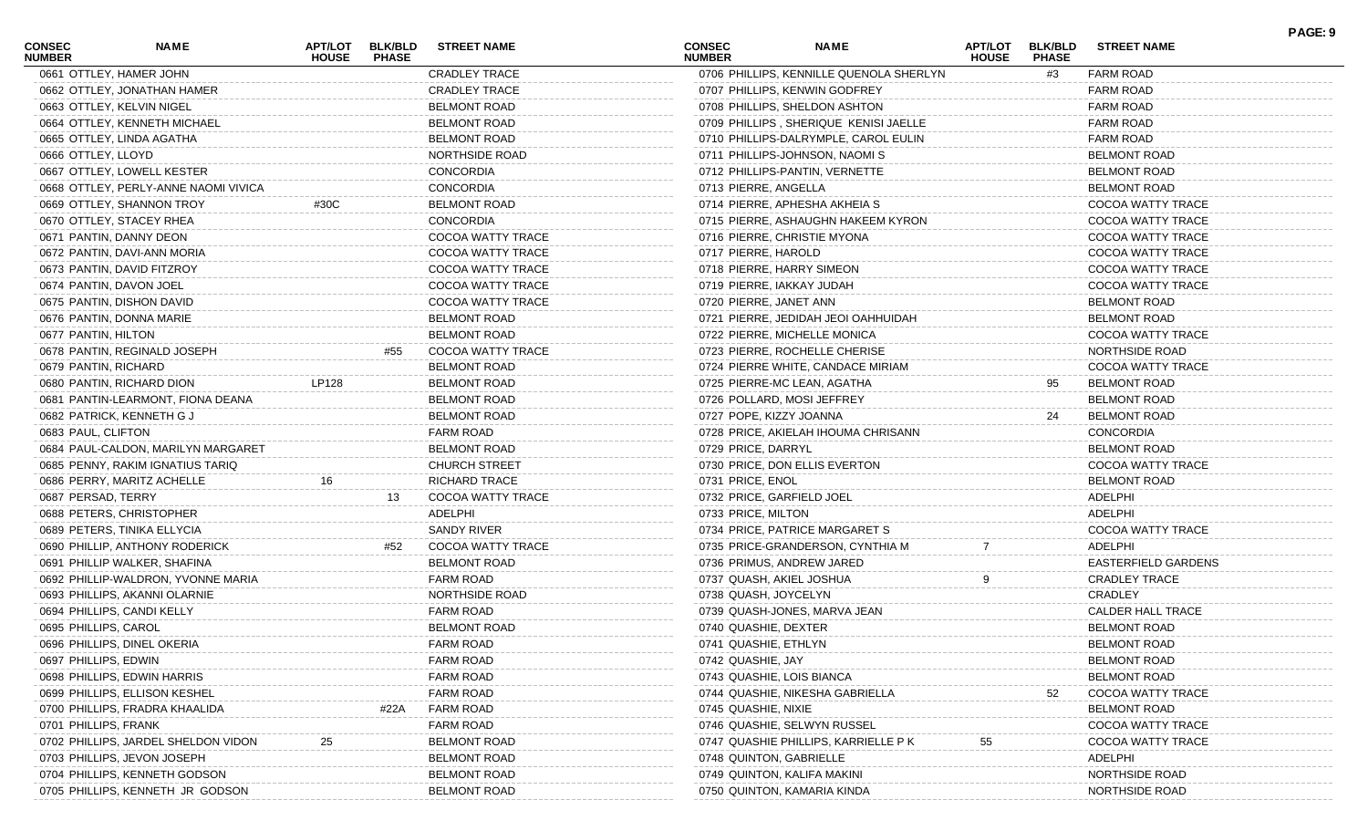| CONSEC NUMBER | NAME | APT/LOT HOUSE | BLK/BLD PHASE | STREET NAME |
|---|---|---|---|---|
| 0661 | OTTLEY, HAMER JOHN | | | CRADLEY TRACE |
| 0662 | OTTLEY, JONATHAN HAMER | | | CRADLEY TRACE |
| 0663 | OTTLEY, KELVIN NIGEL | | | BELMONT ROAD |
| 0664 | OTTLEY, KENNETH MICHAEL | | | BELMONT ROAD |
| 0665 | OTTLEY, LINDA AGATHA | | | BELMONT ROAD |
| 0666 | OTTLEY, LLOYD | | | NORTHSIDE ROAD |
| 0667 | OTTLEY, LOWELL KESTER | | | CONCORDIA |
| 0668 | OTTLEY, PERLY-ANNE NAOMI VIVICA | | | CONCORDIA |
| 0669 | OTTLEY, SHANNON TROY | #30C | | BELMONT ROAD |
| 0670 | OTTLEY, STACEY RHEA | | | CONCORDIA |
| 0671 | PANTIN, DANNY DEON | | | COCOA WATTY TRACE |
| 0672 | PANTIN, DAVI-ANN MORIA | | | COCOA WATTY TRACE |
| 0673 | PANTIN, DAVID FITZROY | | | COCOA WATTY TRACE |
| 0674 | PANTIN, DAVON JOEL | | | COCOA WATTY TRACE |
| 0675 | PANTIN, DISHON DAVID | | | COCOA WATTY TRACE |
| 0676 | PANTIN, DONNA MARIE | | | BELMONT ROAD |
| 0677 | PANTIN, HILTON | | | BELMONT ROAD |
| 0678 | PANTIN, REGINALD JOSEPH | | #55 | COCOA WATTY TRACE |
| 0679 | PANTIN, RICHARD | | | BELMONT ROAD |
| 0680 | PANTIN, RICHARD DION | LP128 | | BELMONT ROAD |
| 0681 | PANTIN-LEARMONT, FIONA DEANA | | | BELMONT ROAD |
| 0682 | PATRICK, KENNETH G J | | | BELMONT ROAD |
| 0683 | PAUL, CLIFTON | | | FARM ROAD |
| 0684 | PAUL-CALDON, MARILYN MARGARET | | | BELMONT ROAD |
| 0685 | PENNY, RAKIM IGNATIUS TARIQ | | | CHURCH STREET |
| 0686 | PERRY, MARITZ ACHELLE | 16 | | RICHARD TRACE |
| 0687 | PERSAD, TERRY | | 13 | COCOA WATTY TRACE |
| 0688 | PETERS, CHRISTOPHER | | | ADELPHI |
| 0689 | PETERS, TINIKA ELLYCIA | | | SANDY RIVER |
| 0690 | PHILLIP, ANTHONY RODERICK | | #52 | COCOA WATTY TRACE |
| 0691 | PHILLIP WALKER, SHAFINA | | | BELMONT ROAD |
| 0692 | PHILLIP-WALDRON, YVONNE MARIA | | | FARM ROAD |
| 0693 | PHILLIPS, AKANNI OLARNIE | | | NORTHSIDE ROAD |
| 0694 | PHILLIPS, CANDI KELLY | | | FARM ROAD |
| 0695 | PHILLIPS, CAROL | | | BELMONT ROAD |
| 0696 | PHILLIPS, DINEL OKERIA | | | FARM ROAD |
| 0697 | PHILLIPS, EDWIN | | | FARM ROAD |
| 0698 | PHILLIPS, EDWIN HARRIS | | | FARM ROAD |
| 0699 | PHILLIPS, ELLISON KESHEL | | | FARM ROAD |
| 0700 | PHILLIPS, FRADRA KHAALIDA | | #22A | FARM ROAD |
| 0701 | PHILLIPS, FRANK | | | FARM ROAD |
| 0702 | PHILLIPS, JARDEL SHELDON VIDON | 25 | | BELMONT ROAD |
| 0703 | PHILLIPS, JEVON JOSEPH | | | BELMONT ROAD |
| 0704 | PHILLIPS, KENNETH GODSON | | | BELMONT ROAD |
| 0705 | PHILLIPS, KENNETH JR GODSON | | | BELMONT ROAD |
| 0706 | PHILLIPS, KENNILLE QUENOLA SHERLYN | | #3 | FARM ROAD |
| 0707 | PHILLIPS, KENWIN GODFREY | | | FARM ROAD |
| 0708 | PHILLIPS, SHELDON ASHTON | | | FARM ROAD |
| 0709 | PHILLIPS , SHERIQUE KENISI JAELLE | | | FARM ROAD |
| 0710 | PHILLIPS-DALRYMPLE, CAROL EULIN | | | FARM ROAD |
| 0711 | PHILLIPS-JOHNSON, NAOMI S | | | BELMONT ROAD |
| 0712 | PHILLIPS-PANTIN, VERNETTE | | | BELMONT ROAD |
| 0713 | PIERRE, ANGELLA | | | BELMONT ROAD |
| 0714 | PIERRE, APHESHA AKHEIA S | | | COCOA WATTY TRACE |
| 0715 | PIERRE, ASHAUGHN HAKEEM KYRON | | | COCOA WATTY TRACE |
| 0716 | PIERRE, CHRISTIE MYONA | | | COCOA WATTY TRACE |
| 0717 | PIERRE, HAROLD | | | COCOA WATTY TRACE |
| 0718 | PIERRE, HARRY SIMEON | | | COCOA WATTY TRACE |
| 0719 | PIERRE, IAKKAY JUDAH | | | COCOA WATTY TRACE |
| 0720 | PIERRE, JANET ANN | | | BELMONT ROAD |
| 0721 | PIERRE, JEDIDAH JEOI OAHHUIDAH | | | BELMONT ROAD |
| 0722 | PIERRE, MICHELLE MONICA | | | COCOA WATTY TRACE |
| 0723 | PIERRE, ROCHELLE CHERISE | | | NORTHSIDE ROAD |
| 0724 | PIERRE WHITE, CANDACE MIRIAM | | | COCOA WATTY TRACE |
| 0725 | PIERRE-MC LEAN, AGATHA | | 95 | BELMONT ROAD |
| 0726 | POLLARD, MOSI JEFFREY | | | BELMONT ROAD |
| 0727 | POPE, KIZZY JOANNA | | 24 | BELMONT ROAD |
| 0728 | PRICE, AKIELAH IHOUMA CHRISANN | | | CONCORDIA |
| 0729 | PRICE, DARRYL | | | BELMONT ROAD |
| 0730 | PRICE, DON ELLIS EVERTON | | | COCOA WATTY TRACE |
| 0731 | PRICE, ENOL | | | BELMONT ROAD |
| 0732 | PRICE, GARFIELD JOEL | | | ADELPHI |
| 0733 | PRICE, MILTON | | | ADELPHI |
| 0734 | PRICE, PATRICE MARGARET S | | | COCOA WATTY TRACE |
| 0735 | PRICE-GRANDERSON, CYNTHIA M | 7 | | ADELPHI |
| 0736 | PRIMUS, ANDREW JARED | | | EASTERFIELD GARDENS |
| 0737 | QUASH, AKIEL JOSHUA | 9 | | CRADLEY TRACE |
| 0738 | QUASH, JOYCELYN | | | CRADLEY |
| 0739 | QUASH-JONES, MARVA JEAN | | | CALDER HALL TRACE |
| 0740 | QUASHIE, DEXTER | | | BELMONT ROAD |
| 0741 | QUASHIE, ETHLYN | | | BELMONT ROAD |
| 0742 | QUASHIE, JAY | | | BELMONT ROAD |
| 0743 | QUASHIE, LOIS BIANCA | | | BELMONT ROAD |
| 0744 | QUASHIE, NIKESHA GABRIELLA | | 52 | COCOA WATTY TRACE |
| 0745 | QUASHIE, NIXIE | | | BELMONT ROAD |
| 0746 | QUASHIE, SELWYN RUSSEL | | | COCOA WATTY TRACE |
| 0747 | QUASHIE PHILLIPS, KARRIELLE P K | 55 | | COCOA WATTY TRACE |
| 0748 | QUINTON, GABRIELLE | | | ADELPHI |
| 0749 | QUINTON, KALIFA MAKINI | | | NORTHSIDE ROAD |
| 0750 | QUINTON, KAMARIA KINDA | | | NORTHSIDE ROAD |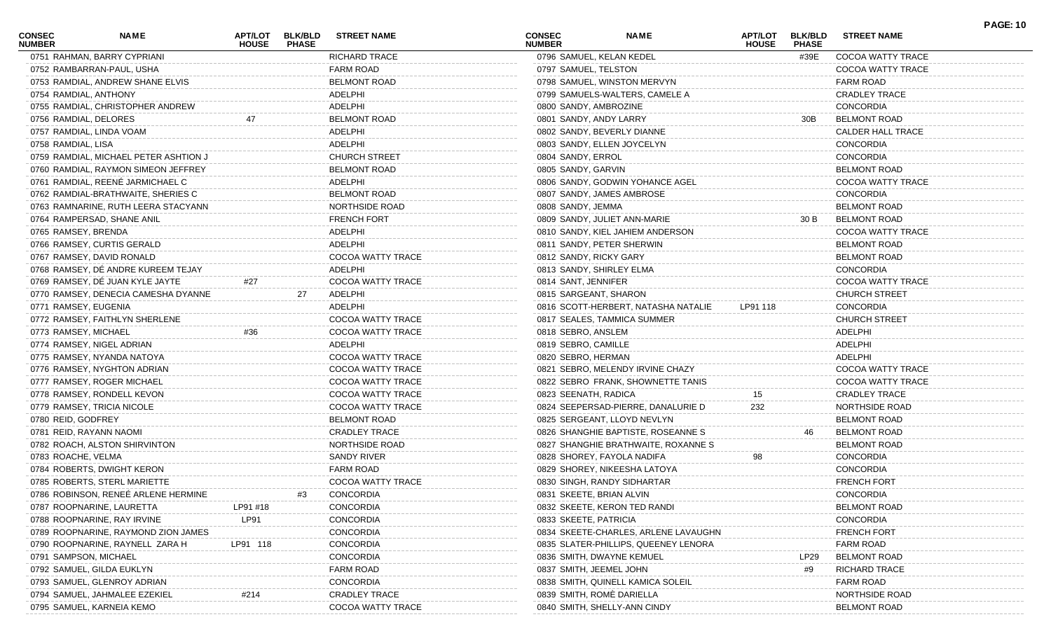| CONSEC NUMBER | NAME | APT/LOT HOUSE | BLK/BLD PHASE | STREET NAME |
|---|---|---|---|---|
| 0751 | RAHMAN, BARRY CYPRIANI | | | RICHARD TRACE |
| 0752 | RAMBARRAN-PAUL, USHA | | | FARM ROAD |
| 0753 | RAMDIAL, ANDREW SHANE ELVIS | | | BELMONT ROAD |
| 0754 | RAMDIAL, ANTHONY | | | ADELPHI |
| 0755 | RAMDIAL, CHRISTOPHER ANDREW | | | ADELPHI |
| 0756 | RAMDIAL, DELORES | 47 | | BELMONT ROAD |
| 0757 | RAMDIAL, LINDA VOAM | | | ADELPHI |
| 0758 | RAMDIAL, LISA | | | ADELPHI |
| 0759 | RAMDIAL, MICHAEL PETER ASHTION J | | | CHURCH STREET |
| 0760 | RAMDIAL, RAYMON SIMEON JEFFREY | | | BELMONT ROAD |
| 0761 | RAMDIAL, REENÉ JARMICHAEL C | | | ADELPHI |
| 0762 | RAMDIAL-BRATHWAITE, SHERIES C | | | BELMONT ROAD |
| 0763 | RAMNARINE, RUTH LEERA STACYANN | | | NORTHSIDE ROAD |
| 0764 | RAMPERSAD, SHANE ANIL | | | FRENCH FORT |
| 0765 | RAMSEY, BRENDA | | | ADELPHI |
| 0766 | RAMSEY, CURTIS GERALD | | | ADELPHI |
| 0767 | RAMSEY, DAVID RONALD | | | COCOA WATTY TRACE |
| 0768 | RAMSEY, DÉ ANDRE KUREEM TEJAY | | | ADELPHI |
| 0769 | RAMSEY, DÉ JUAN KYLE JAYTE | #27 | | COCOA WATTY TRACE |
| 0770 | RAMSEY, DENECIA CAMESHA DYANNE | | 27 | ADELPHI |
| 0771 | RAMSEY, EUGENIA | | | ADELPHI |
| 0772 | RAMSEY, FAITHLYN SHERLENE | | | COCOA WATTY TRACE |
| 0773 | RAMSEY, MICHAEL | #36 | | COCOA WATTY TRACE |
| 0774 | RAMSEY, NIGEL ADRIAN | | | ADELPHI |
| 0775 | RAMSEY, NYANDA NATOYA | | | COCOA WATTY TRACE |
| 0776 | RAMSEY, NYGHTON ADRIAN | | | COCOA WATTY TRACE |
| 0777 | RAMSEY, ROGER MICHAEL | | | COCOA WATTY TRACE |
| 0778 | RAMSEY, RONDELL KEVON | | | COCOA WATTY TRACE |
| 0779 | RAMSEY, TRICIA NICOLE | | | COCOA WATTY TRACE |
| 0780 | REID, GODFREY | | | BELMONT ROAD |
| 0781 | REID, RAYANN NAOMI | | | CRADLEY TRACE |
| 0782 | ROACH, ALSTON SHIRVINTON | | | NORTHSIDE ROAD |
| 0783 | ROACHE, VELMA | | | SANDY RIVER |
| 0784 | ROBERTS, DWIGHT KERON | | | FARM ROAD |
| 0785 | ROBERTS, STERL MARIETTE | | | COCOA WATTY TRACE |
| 0786 | ROBINSON, RENEÉ ARLENE HERMINE | | #3 | CONCORDIA |
| 0787 | ROOPNARINE, LAURETTA | LP91 #18 | | CONCORDIA |
| 0788 | ROOPNARINE, RAY IRVINE | LP91 | | CONCORDIA |
| 0789 | ROOPNARINE, RAYMOND ZION JAMES | | | CONCORDIA |
| 0790 | ROOPNARINE, RAYNELL ZARA H | LP91 118 | | CONCORDIA |
| 0791 | SAMPSON, MICHAEL | | | CONCORDIA |
| 0792 | SAMUEL, GILDA EUKLYN | | | FARM ROAD |
| 0793 | SAMUEL, GLENROY ADRIAN | | | CONCORDIA |
| 0794 | SAMUEL, JAHMALEE EZEKIEL | #214 | | CRADLEY TRACE |
| 0795 | SAMUEL, KARNEIA KEMO | | | COCOA WATTY TRACE |
| 0796 | SAMUEL, KELAN KEDEL | | #39E | COCOA WATTY TRACE |
| 0797 | SAMUEL, TELSTON | | | COCOA WATTY TRACE |
| 0798 | SAMUEL, WINSTON MERVYN | | | FARM ROAD |
| 0799 | SAMUELS-WALTERS, CAMELE A | | | CRADLEY TRACE |
| 0800 | SANDY, AMBROZINE | | | CONCORDIA |
| 0801 | SANDY, ANDY LARRY | | 30B | BELMONT ROAD |
| 0802 | SANDY, BEVERLY DIANNE | | | CALDER HALL TRACE |
| 0803 | SANDY, ELLEN JOYCELYN | | | CONCORDIA |
| 0804 | SANDY, ERROL | | | CONCORDIA |
| 0805 | SANDY, GARVIN | | | BELMONT ROAD |
| 0806 | SANDY, GODWIN YOHANCE AGEL | | | COCOA WATTY TRACE |
| 0807 | SANDY, JAMES AMBROSE | | | CONCORDIA |
| 0808 | SANDY, JEMMA | | | BELMONT ROAD |
| 0809 | SANDY, JULIET ANN-MARIE | | 30 B | BELMONT ROAD |
| 0810 | SANDY, KIEL JAHIEM ANDERSON | | | COCOA WATTY TRACE |
| 0811 | SANDY, PETER SHERWIN | | | BELMONT ROAD |
| 0812 | SANDY, RICKY GARY | | | BELMONT ROAD |
| 0813 | SANDY, SHIRLEY ELMA | | | CONCORDIA |
| 0814 | SANT, JENNIFER | | | COCOA WATTY TRACE |
| 0815 | SARGEANT, SHARON | | | CHURCH STREET |
| 0816 | SCOTT-HERBERT, NATASHA NATALIE | LP91 118 | | CONCORDIA |
| 0817 | SEALES, TAMMICA SUMMER | | | CHURCH STREET |
| 0818 | SEBRO, ANSLEM | | | ADELPHI |
| 0819 | SEBRO, CAMILLE | | | ADELPHI |
| 0820 | SEBRO, HERMAN | | | ADELPHI |
| 0821 | SEBRO, MELENDY IRVINE CHAZY | | | COCOA WATTY TRACE |
| 0822 | SEBRO FRANK, SHOWNETTE TANIS | | | COCOA WATTY TRACE |
| 0823 | SEENATH, RADICA | 15 | | CRADLEY TRACE |
| 0824 | SEEPERSAD-PIERRE, DANALURIE D | 232 | | NORTHSIDE ROAD |
| 0825 | SERGEANT, LLOYD NEVLYN | | | BELMONT ROAD |
| 0826 | SHANGHIE BAPTISTE, ROSEANNE S | | 46 | BELMONT ROAD |
| 0827 | SHANGHIE BRATHWAITE, ROXANNE S | | | BELMONT ROAD |
| 0828 | SHOREY, FAYOLA NADIFA | 98 | | CONCORDIA |
| 0829 | SHOREY, NIKEESHA LATOYA | | | CONCORDIA |
| 0830 | SINGH, RANDY SIDHARTAR | | | FRENCH FORT |
| 0831 | SKEETE, BRIAN ALVIN | | | CONCORDIA |
| 0832 | SKEETE, KERON TED RANDI | | | BELMONT ROAD |
| 0833 | SKEETE, PATRICIA | | | CONCORDIA |
| 0834 | SKEETE-CHARLES, ARLENE LAVAUGHN | | | FRENCH FORT |
| 0835 | SLATER-PHILLIPS, QUEENEY LENORA | | | FARM ROAD |
| 0836 | SMITH, DWAYNE KEMUEL | | LP29 | BELMONT ROAD |
| 0837 | SMITH, JEEMEL JOHN | | #9 | RICHARD TRACE |
| 0838 | SMITH, QUINELL KAMICA SOLEIL | | | FARM ROAD |
| 0839 | SMITH, ROMÈ DARIELLA | | | NORTHSIDE ROAD |
| 0840 | SMITH, SHELLY-ANN CINDY | | | BELMONT ROAD |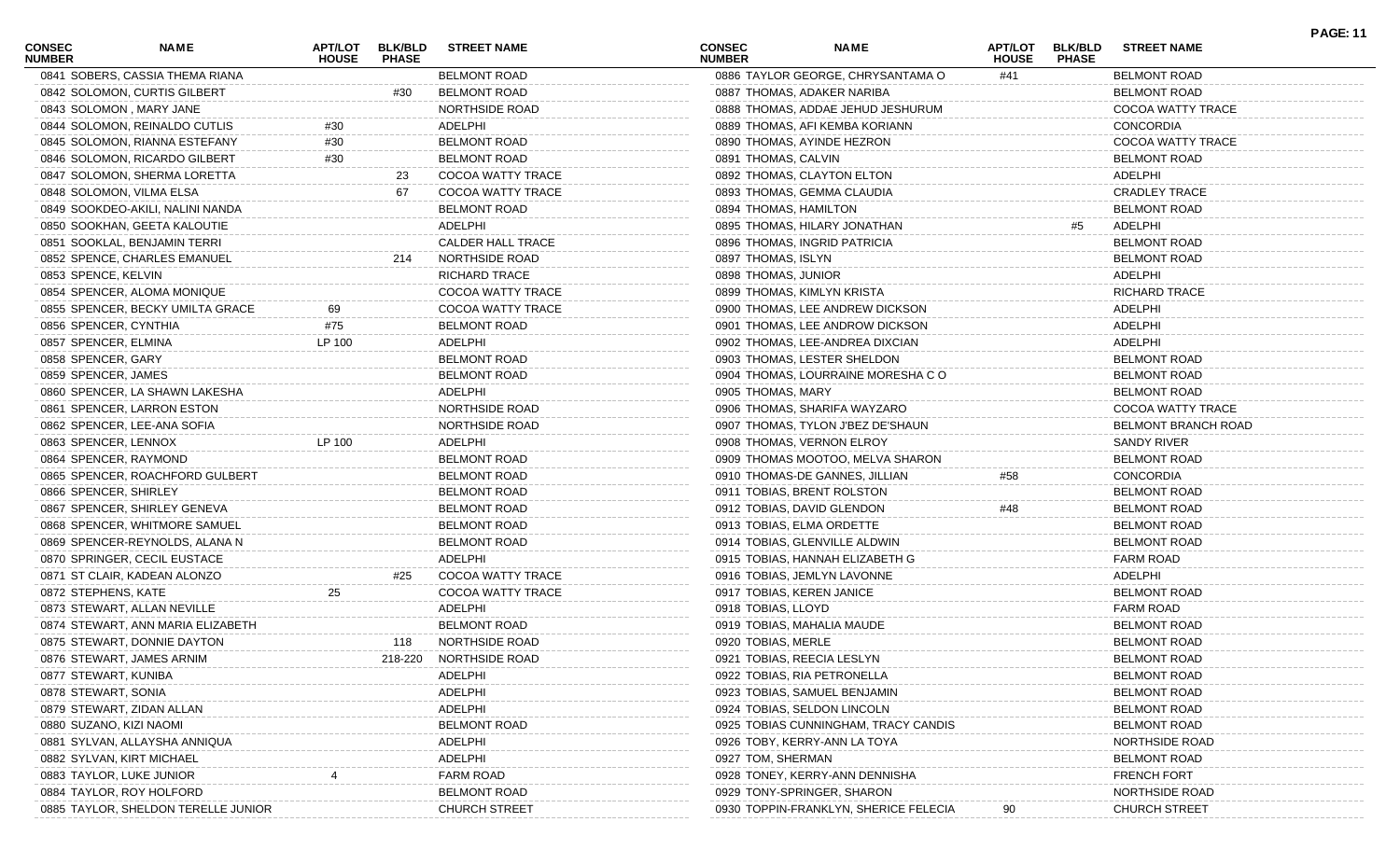| CONSEC NUMBER | NAME | APT/LOT HOUSE | BLK/BLD PHASE | STREET NAME |
|---|---|---|---|---|
| 0841 | SOBERS, CASSIA THEMA RIANA | | | BELMONT ROAD |
| 0842 | SOLOMON, CURTIS GILBERT | | #30 | BELMONT ROAD |
| 0843 | SOLOMON , MARY JANE | | | NORTHSIDE ROAD |
| 0844 | SOLOMON, REINALDO CUTLIS | #30 | | ADELPHI |
| 0845 | SOLOMON, RIANNA ESTEFANY | #30 | | BELMONT ROAD |
| 0846 | SOLOMON, RICARDO GILBERT | #30 | | BELMONT ROAD |
| 0847 | SOLOMON, SHERMA LORETTA | | 23 | COCOA WATTY TRACE |
| 0848 | SOLOMON, VILMA ELSA | | 67 | COCOA WATTY TRACE |
| 0849 | SOOKDEO-AKILI, NALINI NANDA | | | BELMONT ROAD |
| 0850 | SOOKHAN, GEETA KALOUTIE | | | ADELPHI |
| 0851 | SOOKLAL, BENJAMIN TERRI | | | CALDER HALL TRACE |
| 0852 | SPENCE, CHARLES EMANUEL | | 214 | NORTHSIDE ROAD |
| 0853 | SPENCE, KELVIN | | | RICHARD TRACE |
| 0854 | SPENCER, ALOMA MONIQUE | | | COCOA WATTY TRACE |
| 0855 | SPENCER, BECKY UMILTA GRACE | 69 | | COCOA WATTY TRACE |
| 0856 | SPENCER, CYNTHIA | #75 | | BELMONT ROAD |
| 0857 | SPENCER, ELMINA | LP 100 | | ADELPHI |
| 0858 | SPENCER, GARY | | | BELMONT ROAD |
| 0859 | SPENCER, JAMES | | | BELMONT ROAD |
| 0860 | SPENCER, LA SHAWN LAKESHA | | | ADELPHI |
| 0861 | SPENCER, LARRON ESTON | | | NORTHSIDE ROAD |
| 0862 | SPENCER, LEE-ANA SOFIA | | | NORTHSIDE ROAD |
| 0863 | SPENCER, LENNOX | LP 100 | | ADELPHI |
| 0864 | SPENCER, RAYMOND | | | BELMONT ROAD |
| 0865 | SPENCER, ROACHFORD GULBERT | | | BELMONT ROAD |
| 0866 | SPENCER, SHIRLEY | | | BELMONT ROAD |
| 0867 | SPENCER, SHIRLEY GENEVA | | | BELMONT ROAD |
| 0868 | SPENCER, WHITMORE SAMUEL | | | BELMONT ROAD |
| 0869 | SPENCER-REYNOLDS, ALANA N | | | BELMONT ROAD |
| 0870 | SPRINGER, CECIL EUSTACE | | | ADELPHI |
| 0871 | ST CLAIR, KADEAN ALONZO | | #25 | COCOA WATTY TRACE |
| 0872 | STEPHENS, KATE | 25 | | COCOA WATTY TRACE |
| 0873 | STEWART, ALLAN NEVILLE | | | ADELPHI |
| 0874 | STEWART, ANN MARIA ELIZABETH | | | BELMONT ROAD |
| 0875 | STEWART, DONNIE DAYTON | | 118 | NORTHSIDE ROAD |
| 0876 | STEWART, JAMES ARNIM | | 218-220 | NORTHSIDE ROAD |
| 0877 | STEWART, KUNIBA | | | ADELPHI |
| 0878 | STEWART, SONIA | | | ADELPHI |
| 0879 | STEWART, ZIDAN ALLAN | | | ADELPHI |
| 0880 | SUZANO, KIZI NAOMI | | | BELMONT ROAD |
| 0881 | SYLVAN, ALLAYSHA ANNIQUA | | | ADELPHI |
| 0882 | SYLVAN, KIRT MICHAEL | | | ADELPHI |
| 0883 | TAYLOR, LUKE JUNIOR | 4 | | FARM ROAD |
| 0884 | TAYLOR, ROY HOLFORD | | | BELMONT ROAD |
| 0885 | TAYLOR, SHELDON TERELLE JUNIOR | | | CHURCH STREET |
| 0886 | TAYLOR GEORGE, CHRYSANTAMA O | #41 | | BELMONT ROAD |
| 0887 | THOMAS, ADAKER NARIBA | | | BELMONT ROAD |
| 0888 | THOMAS, ADDAE JEHUD JESHURUM | | | COCOA WATTY TRACE |
| 0889 | THOMAS, AFI KEMBA KORIANN | | | CONCORDIA |
| 0890 | THOMAS, AYINDE HEZRON | | | COCOA WATTY TRACE |
| 0891 | THOMAS, CALVIN | | | BELMONT ROAD |
| 0892 | THOMAS, CLAYTON ELTON | | | ADELPHI |
| 0893 | THOMAS, GEMMA CLAUDIA | | | CRADLEY TRACE |
| 0894 | THOMAS, HAMILTON | | | BELMONT ROAD |
| 0895 | THOMAS, HILARY JONATHAN | | #5 | ADELPHI |
| 0896 | THOMAS, INGRID PATRICIA | | | BELMONT ROAD |
| 0897 | THOMAS, ISLYN | | | BELMONT ROAD |
| 0898 | THOMAS, JUNIOR | | | ADELPHI |
| 0899 | THOMAS, KIMLYN KRISTA | | | RICHARD TRACE |
| 0900 | THOMAS, LEE ANDREW DICKSON | | | ADELPHI |
| 0901 | THOMAS, LEE ANDROW DICKSON | | | ADELPHI |
| 0902 | THOMAS, LEE-ANDREA DIXCIAN | | | ADELPHI |
| 0903 | THOMAS, LESTER SHELDON | | | BELMONT ROAD |
| 0904 | THOMAS, LOURRAINE MORESHA C O | | | BELMONT ROAD |
| 0905 | THOMAS, MARY | | | BELMONT ROAD |
| 0906 | THOMAS, SHARIFA WAYZARO | | | COCOA WATTY TRACE |
| 0907 | THOMAS, TYLON J'BEZ DE'SHAUN | | | BELMONT BRANCH ROAD |
| 0908 | THOMAS, VERNON ELROY | | | SANDY RIVER |
| 0909 | THOMAS MOOTOO, MELVA SHARON | | | BELMONT ROAD |
| 0910 | THOMAS-DE GANNES, JILLIAN | #58 | | CONCORDIA |
| 0911 | TOBIAS, BRENT ROLSTON | | | BELMONT ROAD |
| 0912 | TOBIAS, DAVID GLENDON | #48 | | BELMONT ROAD |
| 0913 | TOBIAS, ELMA ORDETTE | | | BELMONT ROAD |
| 0914 | TOBIAS, GLENVILLE ALDWIN | | | BELMONT ROAD |
| 0915 | TOBIAS, HANNAH ELIZABETH G | | | FARM ROAD |
| 0916 | TOBIAS, JEMLYN LAVONNE | | | ADELPHI |
| 0917 | TOBIAS, KEREN JANICE | | | BELMONT ROAD |
| 0918 | TOBIAS, LLOYD | | | FARM ROAD |
| 0919 | TOBIAS, MAHALIA MAUDE | | | BELMONT ROAD |
| 0920 | TOBIAS, MERLE | | | BELMONT ROAD |
| 0921 | TOBIAS, REECIA LESLYN | | | BELMONT ROAD |
| 0922 | TOBIAS, RIA PETRONELLA | | | BELMONT ROAD |
| 0923 | TOBIAS, SAMUEL BENJAMIN | | | BELMONT ROAD |
| 0924 | TOBIAS, SELDON LINCOLN | | | BELMONT ROAD |
| 0925 | TOBIAS CUNNINGHAM, TRACY CANDIS | | | BELMONT ROAD |
| 0926 | TOBY, KERRY-ANN LA TOYA | | | NORTHSIDE ROAD |
| 0927 | TOM, SHERMAN | | | BELMONT ROAD |
| 0928 | TONEY, KERRY-ANN DENNISHA | | | FRENCH FORT |
| 0929 | TONY-SPRINGER, SHARON | | | NORTHSIDE ROAD |
| 0930 | TOPPIN-FRANKLYN, SHERICE FELECIA | 90 | | CHURCH STREET |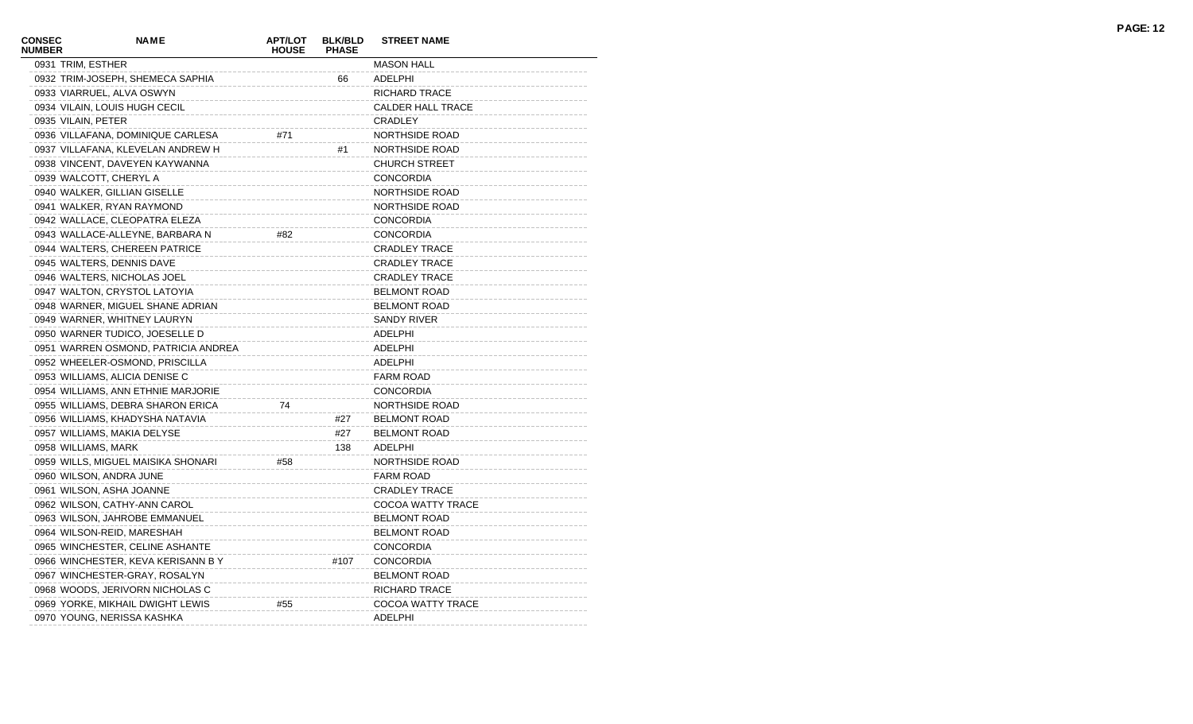| CONSEC NUMBER | NAME | APT/LOT HOUSE | BLK/BLD PHASE | STREET NAME |
|---|---|---|---|---|
| 0931 | TRIM, ESTHER | | | MASON HALL |
| 0932 | TRIM-JOSEPH, SHEMECA SAPHIA | | 66 | ADELPHI |
| 0933 | VIARRUEL, ALVA OSWYN | | | RICHARD TRACE |
| 0934 | VILAIN, LOUIS HUGH CECIL | | | CALDER HALL TRACE |
| 0935 | VILAIN, PETER | | | CRADLEY |
| 0936 | VILLAFANA, DOMINIQUE CARLESA | #71 | | NORTHSIDE ROAD |
| 0937 | VILLAFANA, KLEVELAN ANDREW H | | #1 | NORTHSIDE ROAD |
| 0938 | VINCENT, DAVEYEN KAYWANNA | | | CHURCH STREET |
| 0939 | WALCOTT, CHERYL A | | | CONCORDIA |
| 0940 | WALKER, GILLIAN GISELLE | | | NORTHSIDE ROAD |
| 0941 | WALKER, RYAN RAYMOND | | | NORTHSIDE ROAD |
| 0942 | WALLACE, CLEOPATRA ELEZA | | | CONCORDIA |
| 0943 | WALLACE-ALLEYNE, BARBARA N | #82 | | CONCORDIA |
| 0944 | WALTERS, CHEREEN PATRICE | | | CRADLEY TRACE |
| 0945 | WALTERS, DENNIS DAVE | | | CRADLEY TRACE |
| 0946 | WALTERS, NICHOLAS JOEL | | | CRADLEY TRACE |
| 0947 | WALTON, CRYSTOL LATOYIA | | | BELMONT ROAD |
| 0948 | WARNER, MIGUEL SHANE ADRIAN | | | BELMONT ROAD |
| 0949 | WARNER, WHITNEY LAURYN | | | SANDY RIVER |
| 0950 | WARNER TUDICO, JOESELLE D | | | ADELPHI |
| 0951 | WARREN OSMOND, PATRICIA ANDREA | | | ADELPHI |
| 0952 | WHEELER-OSMOND, PRISCILLA | | | ADELPHI |
| 0953 | WILLIAMS, ALICIA DENISE C | | | FARM ROAD |
| 0954 | WILLIAMS, ANN ETHNIE MARJORIE | | | CONCORDIA |
| 0955 | WILLIAMS, DEBRA SHARON ERICA | 74 | | NORTHSIDE ROAD |
| 0956 | WILLIAMS, KHADYSHA NATAVIA | | #27 | BELMONT ROAD |
| 0957 | WILLIAMS, MAKIA DELYSE | | #27 | BELMONT ROAD |
| 0958 | WILLIAMS, MARK | | 138 | ADELPHI |
| 0959 | WILLS, MIGUEL MAISIKA SHONARI | #58 | | NORTHSIDE ROAD |
| 0960 | WILSON, ANDRA JUNE | | | FARM ROAD |
| 0961 | WILSON, ASHA JOANNE | | | CRADLEY TRACE |
| 0962 | WILSON, CATHY-ANN CAROL | | | COCOA WATTY TRACE |
| 0963 | WILSON, JAHROBE EMMANUEL | | | BELMONT ROAD |
| 0964 | WILSON-REID, MARESHAH | | | BELMONT ROAD |
| 0965 | WINCHESTER, CELINE ASHANTE | | | CONCORDIA |
| 0966 | WINCHESTER, KEVA KERISANN B Y | | #107 | CONCORDIA |
| 0967 | WINCHESTER-GRAY, ROSALYN | | | BELMONT ROAD |
| 0968 | WOODS, JERIVORN NICHOLAS C | | | RICHARD TRACE |
| 0969 | YORKE, MIKHAIL DWIGHT LEWIS | #55 | | COCOA WATTY TRACE |
| 0970 | YOUNG, NERISSA KASHKA | | | ADELPHI |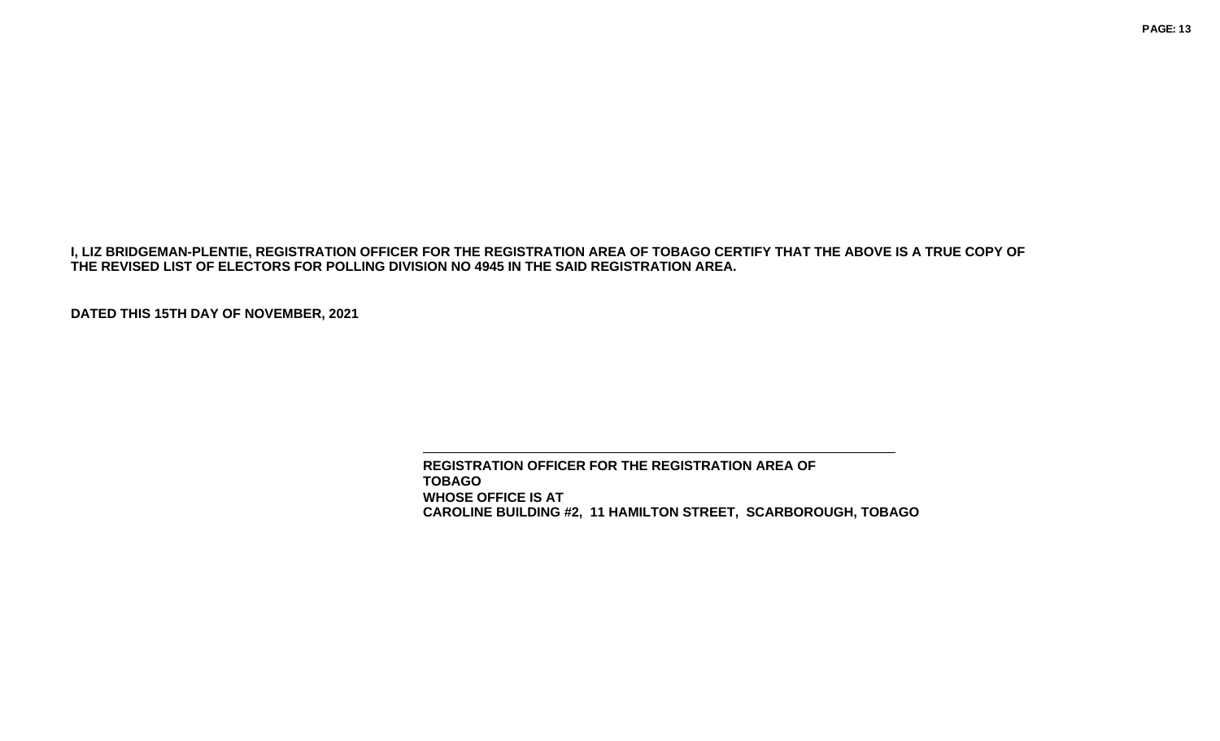**I, LIZ BRIDGEMAN-PLENTIE, REGISTRATION OFFICER FOR THE REGISTRATION AREA OF TOBAGO CERTIFY THAT THE ABOVE IS A TRUE COPY OF THE REVISED LIST OF ELECTORS FOR POLLING DIVISION NO 4945 IN THE SAID REGISTRATION AREA.**

**DATED THIS 15TH DAY OF NOVEMBER, 2021**

---

**REGISTRATION OFFICER FOR THE REGISTRATION AREA OF**
**TOBAGO**
**WHOSE OFFICE IS AT**
**CAROLINE BUILDING #2, 11 HAMILTON STREET, SCARBOROUGH, TOBAGO**